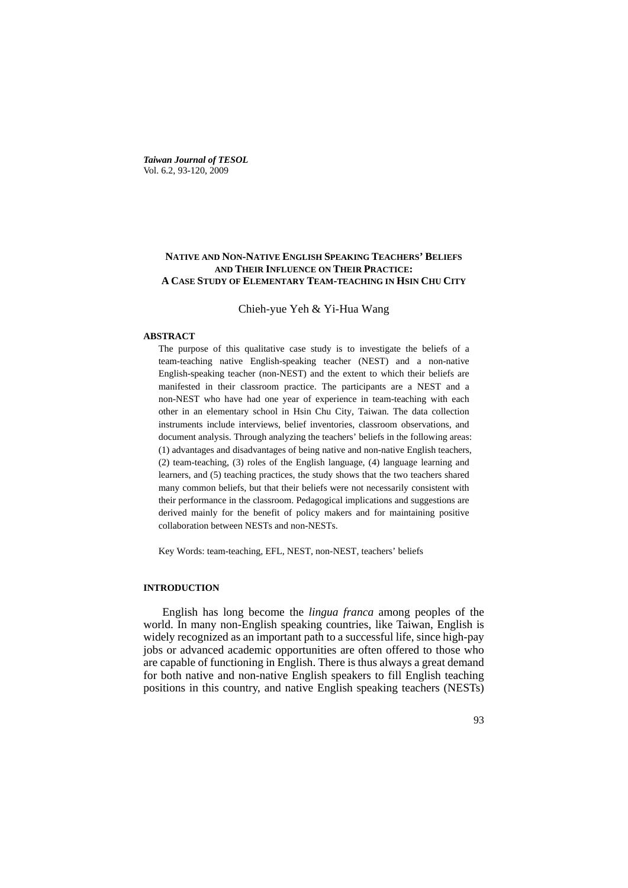# NATIVE AND NON-NATIVE ENGLISH SPEAKING TEACHERS' BELIEFS AND THEIR INFLUENCE ON THEIR PRACTICE: A CASE STUDY OF ELEMENTARY TEAM-TEACHING IN HSIN CHU CITY

Chieh-yue Yeh & Yi-Hua Wang

## ABSTRACT

The purpose of this qualitative case study is to investigate the beliefs of a team-teaching native English-speaking teacher (NEST) and a non-native English-speaking teacher (non-NEST) and the extent to which their beliefs are manifested in their classroom practice. The participants are a NEST and a non-NEST who have had one year of experience in team-teaching with each other in an elementary school in Hsin Chu City, Taiwan. The data collection instruments include interviews, belief inventories, classroom observations, and document analysis. Through analyzing the teachers' beliefs in the following areas: (1) advantages and disadvantages of being native and non-native English teachers, (2) team-teaching, (3) roles of the English language, (4) language learning and learners, and (5) teaching practices, the study shows that the two teachers shared many common beliefs, but that their beliefs were not necessarily consistent with their performance in the classroom. Pedagogical implications and suggestions are derived mainly for the benefit of policy makers and for maintaining positive collaboration between NESTs and non-NESTs.

Key Words: team-teaching, EFL, NEST, non-NEST, teachers' beliefs

## INTRODUCTION

English has long become the *lingua franca* among peoples of the world. In many non-English speaking countries, like Taiwan, English is widely recognized as an important path to a successful life, since high-pay jobs or advanced academic opportunities are often offered to those who are capable of functioning in English. There is thus always a great demand for both native and non-native English speakers to fill English teaching positions in this country, and native English speaking teachers (NESTs)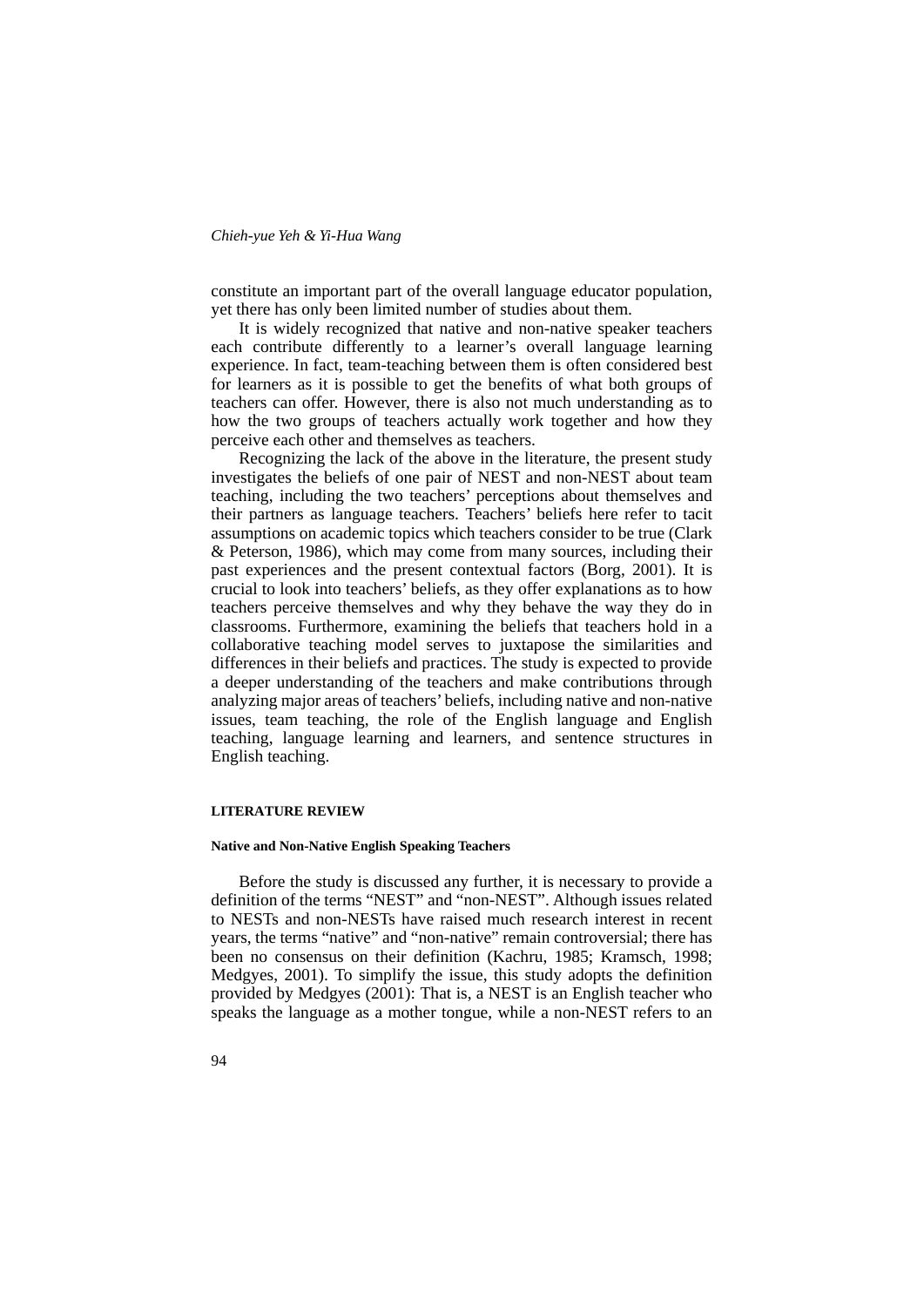constitute an important part of the overall language educator population, yet there has only been limited number of studies about them.

It is widely recognized that native and non-native speaker teachers each contribute differently to a learner's overall language learning experience. In fact, team-teaching between them is often considered best for learners as it is possible to get the benefits of what both groups of teachers can offer. However, there is also not much understanding as to how the two groups of teachers actually work together and how they perceive each other and themselves as teachers.

Recognizing the lack of the above in the literature, the present study investigates the beliefs of one pair of NEST and non-NEST about team teaching, including the two teachers' perceptions about themselves and their partners as language teachers. Teachers' beliefs here refer to tacit assumptions on academic topics which teachers consider to be true (Clark & Peterson, 1986), which may come from many sources, including their past experiences and the present contextual factors (Borg, 2001). It is crucial to look into teachers' beliefs, as they offer explanations as to how teachers perceive themselves and why they behave the way they do in classrooms. Furthermore, examining the beliefs that teachers hold in a collaborative teaching model serves to juxtapose the similarities and differences in their beliefs and practices. The study is expected to provide a deeper understanding of the teachers and make contributions through analyzing major areas of teachers' beliefs, including native and non-native issues, team teaching, the role of the English language and English teaching, language learning and learners, and sentence structures in English teaching.

## LITERATURE REVIEW

### Native and Non-Native English Speaking Teachers

Before the study is discussed any further, it is necessary to provide a definition of the terms "NEST" and "non-NEST". Although issues related to NESTs and non-NESTs have raised much research interest in recent years, the terms "native" and "non-native" remain controversial; there has been no consensus on their definition (Kachru, 1985; Kramsch, 1998; Medgyes, 2001). To simplify the issue, this study adopts the definition provided by Medgyes (2001): That is, a NEST is an English teacher who speaks the language as a mother tongue, while a non-NEST refers to an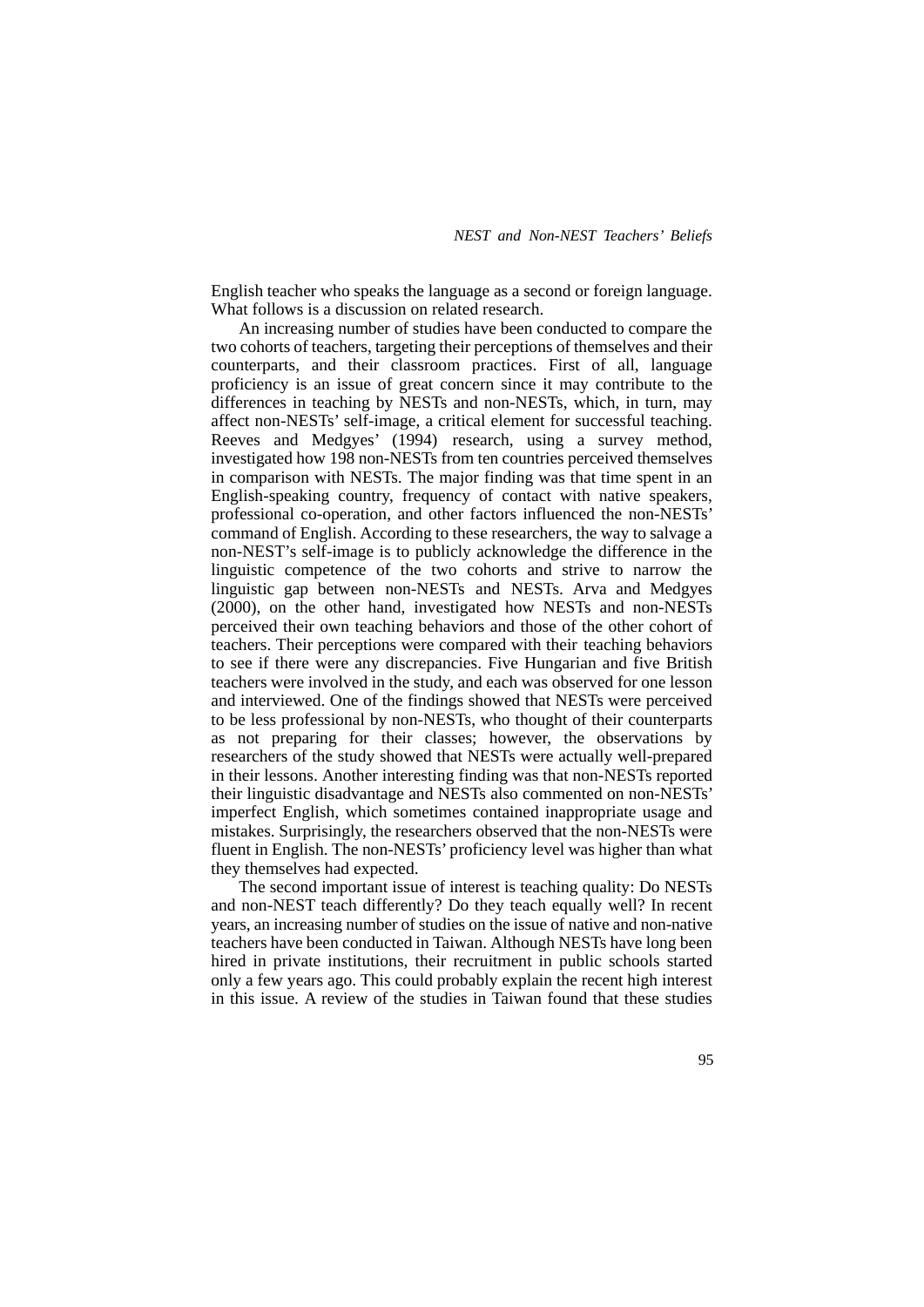English teacher who speaks the language as a second or foreign language. What follows is a discussion on related research.

An increasing number of studies have been conducted to compare the two cohorts of teachers, targeting their perceptions of themselves and their counterparts, and their classroom practices. First of all, language proficiency is an issue of great concern since it may contribute to the differences in teaching by NESTs and non-NESTs, which, in turn, may affect non-NESTs' self-image, a critical element for successful teaching. Reeves and Medgyes' (1994) research, using a survey method, investigated how 198 non-NESTs from ten countries perceived themselves in comparison with NESTs. The major finding was that time spent in an English-speaking country, frequency of contact with native speakers, professional co-operation, and other factors influenced the non-NESTs' command of English. According to these researchers, the way to salvage a non-NEST's self-image is to publicly acknowledge the difference in the linguistic competence of the two cohorts and strive to narrow the linguistic gap between non-NESTs and NESTs. Arva and Medgyes (2000), on the other hand, investigated how NESTs and non-NESTs perceived their own teaching behaviors and those of the other cohort of teachers. Their perceptions were compared with their teaching behaviors to see if there were any discrepancies. Five Hungarian and five British teachers were involved in the study, and each was observed for one lesson and interviewed. One of the findings showed that NESTs were perceived to be less professional by non-NESTs, who thought of their counterparts as not preparing for their classes; however, the observations by researchers of the study showed that NESTs were actually well-prepared in their lessons. Another interesting finding was that non-NESTs reported their linguistic disadvantage and NESTs also commented on non-NESTs' imperfect English, which sometimes contained inappropriate usage and mistakes. Surprisingly, the researchers observed that the non-NESTs were fluent in English. The non-NESTs' proficiency level was higher than what they themselves had expected.

The second important issue of interest is teaching quality: Do NESTs and non-NEST teach differently? Do they teach equally well? In recent years, an increasing number of studies on the issue of native and non-native teachers have been conducted in Taiwan. Although NESTs have long been hired in private institutions, their recruitment in public schools started only a few years ago. This could probably explain the recent high interest in this issue. A review of the studies in Taiwan found that these studies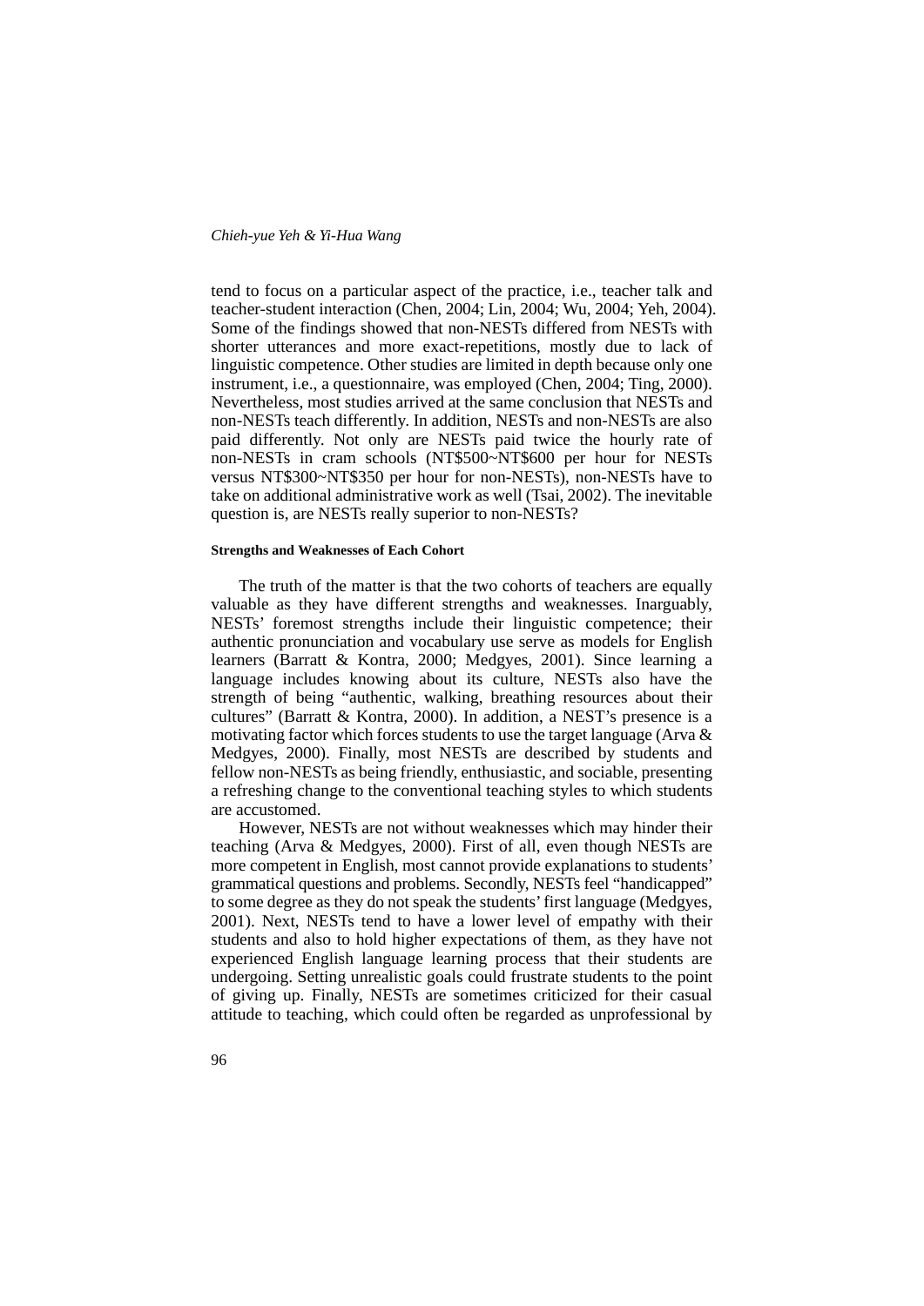tend to focus on a particular aspect of the practice, i.e., teacher talk and teacher-student interaction (Chen, 2004; Lin, 2004; Wu, 2004; Yeh, 2004). Some of the findings showed that non-NESTs differed from NESTs with shorter utterances and more exact-repetitions, mostly due to lack of linguistic competence. Other studies are limited in depth because only one instrument, i.e., a questionnaire, was employed (Chen, 2004; Ting, 2000). Nevertheless, most studies arrived at the same conclusion that NESTs and non-NESTs teach differently. In addition, NESTs and non-NESTs are also paid differently. Not only are NESTs paid twice the hourly rate of non-NESTs in cram schools (NT$500~NT$600 per hour for NESTs versus NT$300~NT$350 per hour for non-NESTs), non-NESTs have to take on additional administrative work as well (Tsai, 2002). The inevitable question is, are NESTs really superior to non-NESTs?

#### Strengths and Weaknesses of Each Cohort

The truth of the matter is that the two cohorts of teachers are equally valuable as they have different strengths and weaknesses. Inarguably, NESTs' foremost strengths include their linguistic competence; their authentic pronunciation and vocabulary use serve as models for English learners (Barratt & Kontra, 2000; Medgyes, 2001). Since learning a language includes knowing about its culture, NESTs also have the strength of being "authentic, walking, breathing resources about their cultures" (Barratt & Kontra, 2000). In addition, a NEST's presence is a motivating factor which forces students to use the target language (Arva & Medgyes, 2000). Finally, most NESTs are described by students and fellow non-NESTs as being friendly, enthusiastic, and sociable, presenting a refreshing change to the conventional teaching styles to which students are accustomed.

However, NESTs are not without weaknesses which may hinder their teaching (Arva & Medgyes, 2000). First of all, even though NESTs are more competent in English, most cannot provide explanations to students' grammatical questions and problems. Secondly, NESTs feel "handicapped" to some degree as they do not speak the students' first language (Medgyes, 2001). Next, NESTs tend to have a lower level of empathy with their students and also to hold higher expectations of them, as they have not experienced English language learning process that their students are undergoing. Setting unrealistic goals could frustrate students to the point of giving up. Finally, NESTs are sometimes criticized for their casual attitude to teaching, which could often be regarded as unprofessional by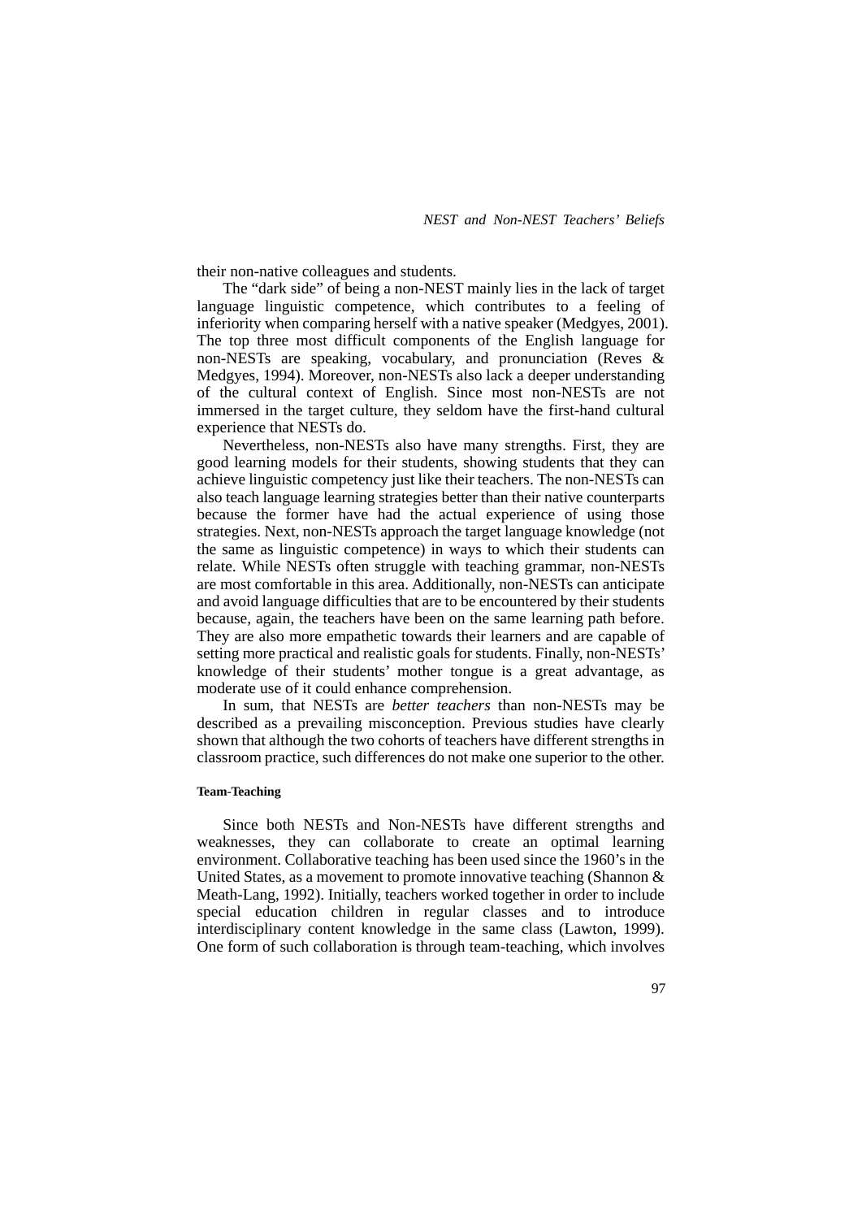their non-native colleagues and students.

The "dark side" of being a non-NEST mainly lies in the lack of target language linguistic competence, which contributes to a feeling of inferiority when comparing herself with a native speaker (Medgyes, 2001). The top three most difficult components of the English language for non-NESTs are speaking, vocabulary, and pronunciation (Reves & Medgyes, 1994). Moreover, non-NESTs also lack a deeper understanding of the cultural context of English. Since most non-NESTs are not immersed in the target culture, they seldom have the first-hand cultural experience that NESTs do.

Nevertheless, non-NESTs also have many strengths. First, they are good learning models for their students, showing students that they can achieve linguistic competency just like their teachers. The non-NESTs can also teach language learning strategies better than their native counterparts because the former have had the actual experience of using those strategies. Next, non-NESTs approach the target language knowledge (not the same as linguistic competence) in ways to which their students can relate. While NESTs often struggle with teaching grammar, non-NESTs are most comfortable in this area. Additionally, non-NESTs can anticipate and avoid language difficulties that are to be encountered by their students because, again, the teachers have been on the same learning path before. They are also more empathetic towards their learners and are capable of setting more practical and realistic goals for students. Finally, non-NESTs' knowledge of their students' mother tongue is a great advantage, as moderate use of it could enhance comprehension.

In sum, that NESTs are *better teachers* than non-NESTs may be described as a prevailing misconception. Previous studies have clearly shown that although the two cohorts of teachers have different strengths in classroom practice, such differences do not make one superior to the other.

#### Team-Teaching

Since both NESTs and Non-NESTs have different strengths and weaknesses, they can collaborate to create an optimal learning environment. Collaborative teaching has been used since the 1960's in the United States, as a movement to promote innovative teaching (Shannon & Meath-Lang, 1992). Initially, teachers worked together in order to include special education children in regular classes and to introduce interdisciplinary content knowledge in the same class (Lawton, 1999). One form of such collaboration is through team-teaching, which involves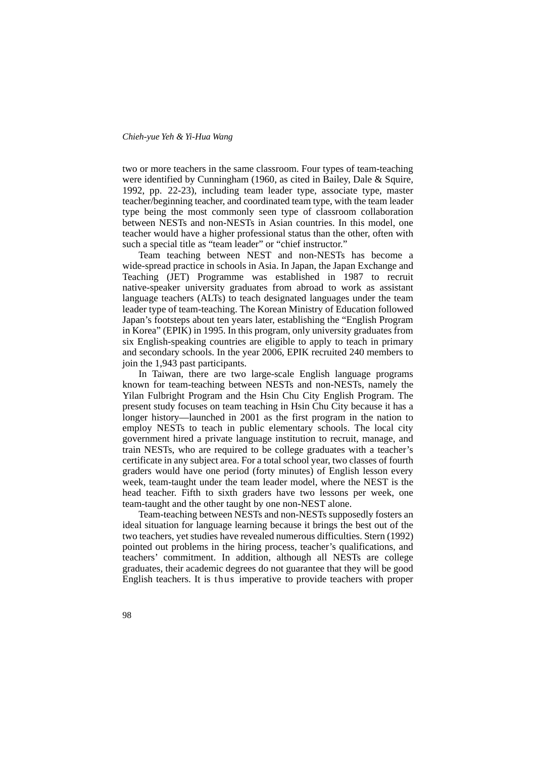two or more teachers in the same classroom. Four types of team-teaching were identified by Cunningham (1960, as cited in Bailey, Dale & Squire, 1992, pp. 22-23), including team leader type, associate type, master teacher/beginning teacher, and coordinated team type, with the team leader type being the most commonly seen type of classroom collaboration between NESTs and non-NESTs in Asian countries. In this model, one teacher would have a higher professional status than the other, often with such a special title as "team leader" or "chief instructor."

Team teaching between NEST and non-NESTs has become a wide-spread practice in schools in Asia. In Japan, the Japan Exchange and Teaching (JET) Programme was established in 1987 to recruit native-speaker university graduates from abroad to work as assistant language teachers (ALTs) to teach designated languages under the team leader type of team-teaching. The Korean Ministry of Education followed Japan's footsteps about ten years later, establishing the "English Program in Korea" (EPIK) in 1995. In this program, only university graduates from six English-speaking countries are eligible to apply to teach in primary and secondary schools. In the year 2006, EPIK recruited 240 members to join the 1,943 past participants.

In Taiwan, there are two large-scale English language programs known for team-teaching between NESTs and non-NESTs, namely the Yilan Fulbright Program and the Hsin Chu City English Program. The present study focuses on team teaching in Hsin Chu City because it has a longer history—launched in 2001 as the first program in the nation to employ NESTs to teach in public elementary schools. The local city government hired a private language institution to recruit, manage, and train NESTs, who are required to be college graduates with a teacher's certificate in any subject area. For a total school year, two classes of fourth graders would have one period (forty minutes) of English lesson every week, team-taught under the team leader model, where the NEST is the head teacher. Fifth to sixth graders have two lessons per week, one team-taught and the other taught by one non-NEST alone.

Team-teaching between NESTs and non-NESTs supposedly fosters an ideal situation for language learning because it brings the best out of the two teachers, yet studies have revealed numerous difficulties. Stern (1992) pointed out problems in the hiring process, teacher's qualifications, and teachers' commitment. In addition, although all NESTs are college graduates, their academic degrees do not guarantee that they will be good English teachers. It is thus imperative to provide teachers with proper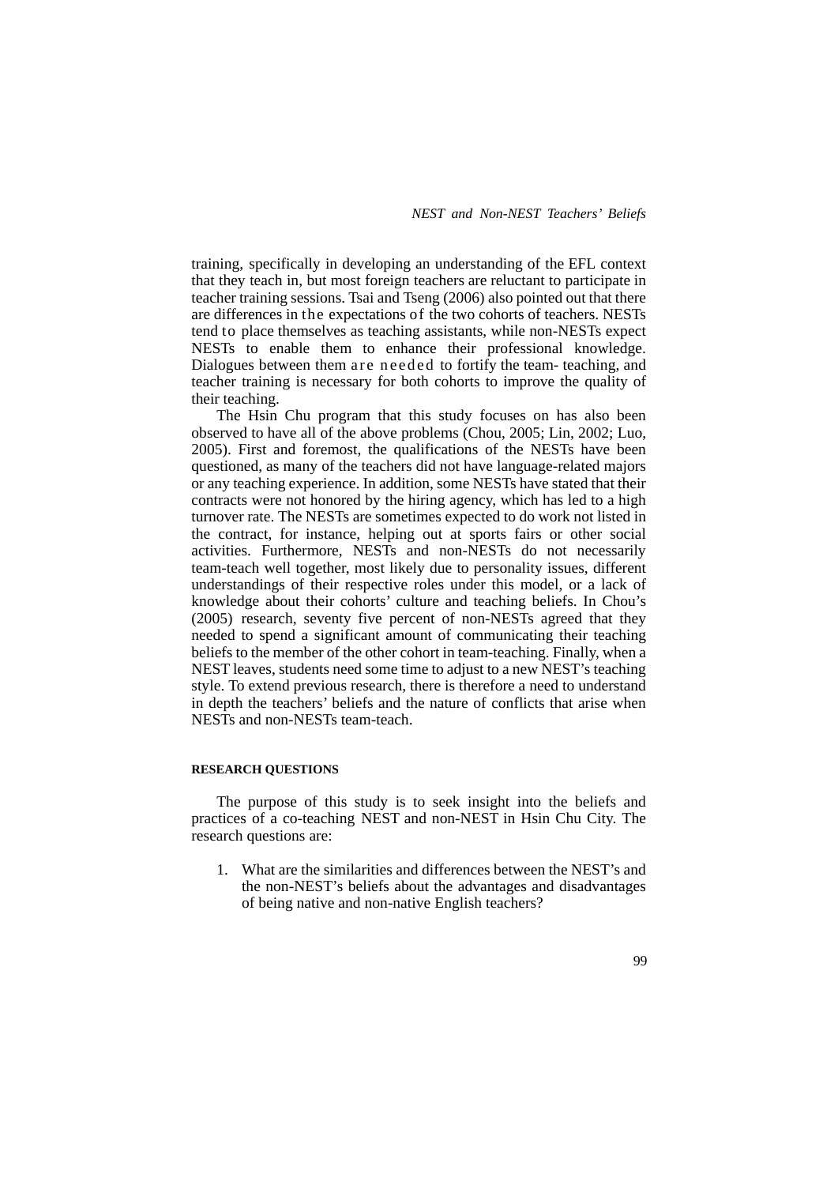training, specifically in developing an understanding of the EFL context that they teach in, but most foreign teachers are reluctant to participate in teacher training sessions. Tsai and Tseng (2006) also pointed out that there are differences in the expectations of the two cohorts of teachers. NESTs tend to place themselves as teaching assistants, while non-NESTs expect NESTs to enable them to enhance their professional knowledge. Dialogues between them are needed to fortify the team- teaching, and teacher training is necessary for both cohorts to improve the quality of their teaching.

The Hsin Chu program that this study focuses on has also been observed to have all of the above problems (Chou, 2005; Lin, 2002; Luo, 2005). First and foremost, the qualifications of the NESTs have been questioned, as many of the teachers did not have language-related majors or any teaching experience. In addition, some NESTs have stated that their contracts were not honored by the hiring agency, which has led to a high turnover rate. The NESTs are sometimes expected to do work not listed in the contract, for instance, helping out at sports fairs or other social activities. Furthermore, NESTs and non-NESTs do not necessarily team-teach well together, most likely due to personality issues, different understandings of their respective roles under this model, or a lack of knowledge about their cohorts' culture and teaching beliefs. In Chou's (2005) research, seventy five percent of non-NESTs agreed that they needed to spend a significant amount of communicating their teaching beliefs to the member of the other cohort in team-teaching. Finally, when a NEST leaves, students need some time to adjust to a new NEST's teaching style. To extend previous research, there is therefore a need to understand in depth the teachers' beliefs and the nature of conflicts that arise when NESTs and non-NESTs team-teach.

## RESEARCH QUESTIONS

The purpose of this study is to seek insight into the beliefs and practices of a co-teaching NEST and non-NEST in Hsin Chu City. The research questions are:

1. What are the similarities and differences between the NEST's and the non-NEST's beliefs about the advantages and disadvantages of being native and non-native English teachers?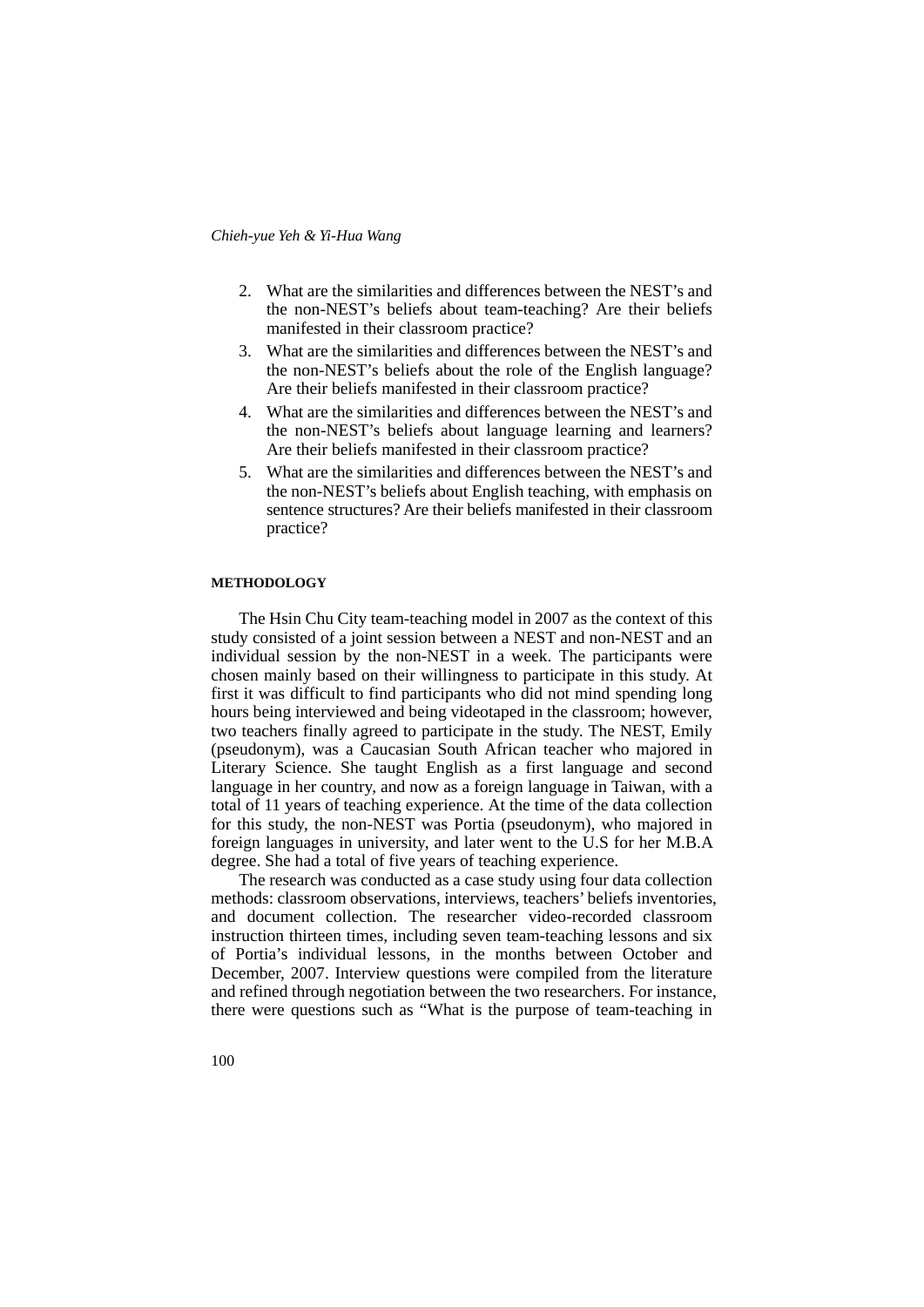2. What are the similarities and differences between the NEST's and the non-NEST's beliefs about team-teaching? Are their beliefs manifested in their classroom practice?
3. What are the similarities and differences between the NEST's and the non-NEST's beliefs about the role of the English language? Are their beliefs manifested in their classroom practice?
4. What are the similarities and differences between the NEST's and the non-NEST's beliefs about language learning and learners? Are their beliefs manifested in their classroom practice?
5. What are the similarities and differences between the NEST's and the non-NEST's beliefs about English teaching, with emphasis on sentence structures? Are their beliefs manifested in their classroom practice?

## METHODOLOGY

The Hsin Chu City team-teaching model in 2007 as the context of this study consisted of a joint session between a NEST and non-NEST and an individual session by the non-NEST in a week. The participants were chosen mainly based on their willingness to participate in this study. At first it was difficult to find participants who did not mind spending long hours being interviewed and being videotaped in the classroom; however, two teachers finally agreed to participate in the study. The NEST, Emily (pseudonym), was a Caucasian South African teacher who majored in Literary Science. She taught English as a first language and second language in her country, and now as a foreign language in Taiwan, with a total of 11 years of teaching experience. At the time of the data collection for this study, the non-NEST was Portia (pseudonym), who majored in foreign languages in university, and later went to the U.S for her M.B.A degree. She had a total of five years of teaching experience.

The research was conducted as a case study using four data collection methods: classroom observations, interviews, teachers' beliefs inventories, and document collection. The researcher video-recorded classroom instruction thirteen times, including seven team-teaching lessons and six of Portia's individual lessons, in the months between October and December, 2007. Interview questions were compiled from the literature and refined through negotiation between the two researchers. For instance, there were questions such as "What is the purpose of team-teaching in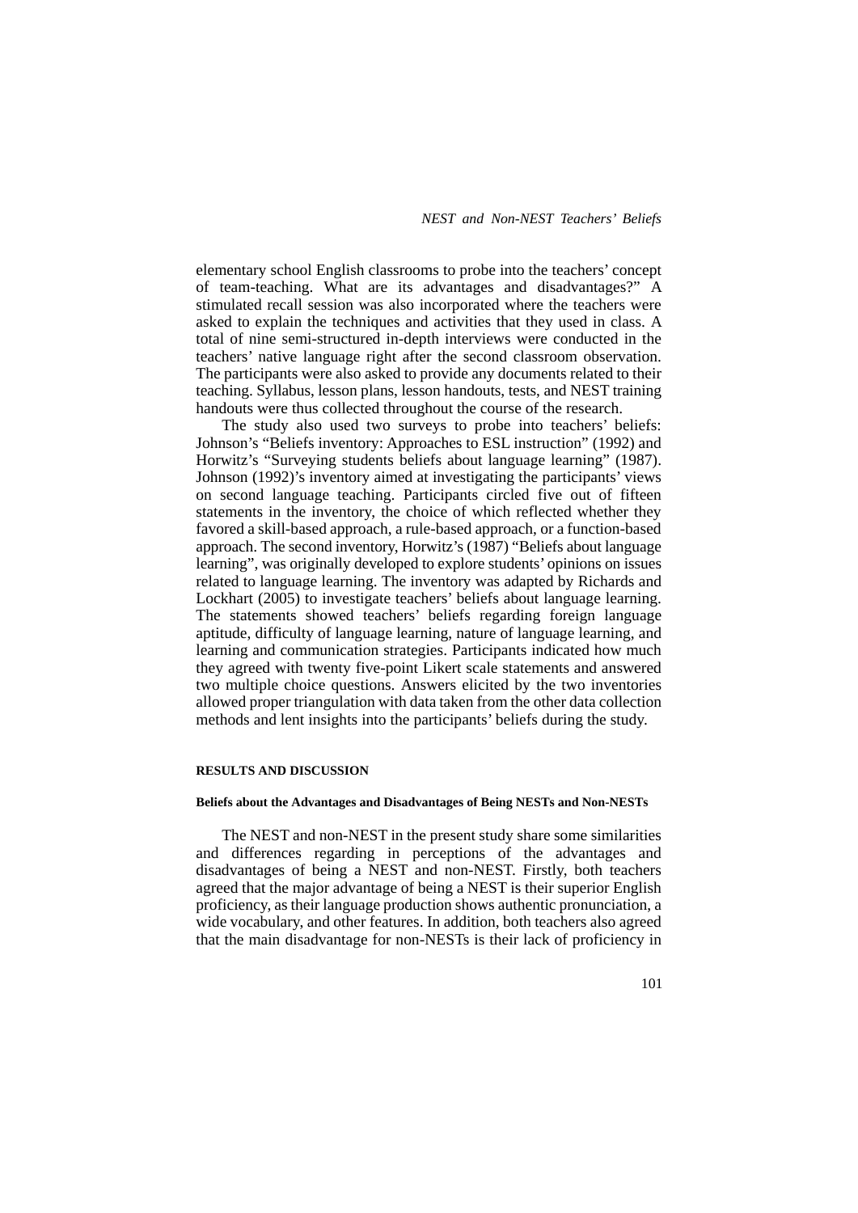elementary school English classrooms to probe into the teachers' concept of team-teaching. What are its advantages and disadvantages?" A stimulated recall session was also incorporated where the teachers were asked to explain the techniques and activities that they used in class. A total of nine semi-structured in-depth interviews were conducted in the teachers' native language right after the second classroom observation. The participants were also asked to provide any documents related to their teaching. Syllabus, lesson plans, lesson handouts, tests, and NEST training handouts were thus collected throughout the course of the research.

The study also used two surveys to probe into teachers' beliefs: Johnson's "Beliefs inventory: Approaches to ESL instruction" (1992) and Horwitz's "Surveying students beliefs about language learning" (1987). Johnson (1992)'s inventory aimed at investigating the participants' views on second language teaching. Participants circled five out of fifteen statements in the inventory, the choice of which reflected whether they favored a skill-based approach, a rule-based approach, or a function-based approach. The second inventory, Horwitz's (1987) "Beliefs about language learning", was originally developed to explore students' opinions on issues related to language learning. The inventory was adapted by Richards and Lockhart (2005) to investigate teachers' beliefs about language learning. The statements showed teachers' beliefs regarding foreign language aptitude, difficulty of language learning, nature of language learning, and learning and communication strategies. Participants indicated how much they agreed with twenty five-point Likert scale statements and answered two multiple choice questions. Answers elicited by the two inventories allowed proper triangulation with data taken from the other data collection methods and lent insights into the participants' beliefs during the study.

## RESULTS AND DISCUSSION

### Beliefs about the Advantages and Disadvantages of Being NESTs and Non-NESTs

The NEST and non-NEST in the present study share some similarities and differences regarding in perceptions of the advantages and disadvantages of being a NEST and non-NEST. Firstly, both teachers agreed that the major advantage of being a NEST is their superior English proficiency, as their language production shows authentic pronunciation, a wide vocabulary, and other features. In addition, both teachers also agreed that the main disadvantage for non-NESTs is their lack of proficiency in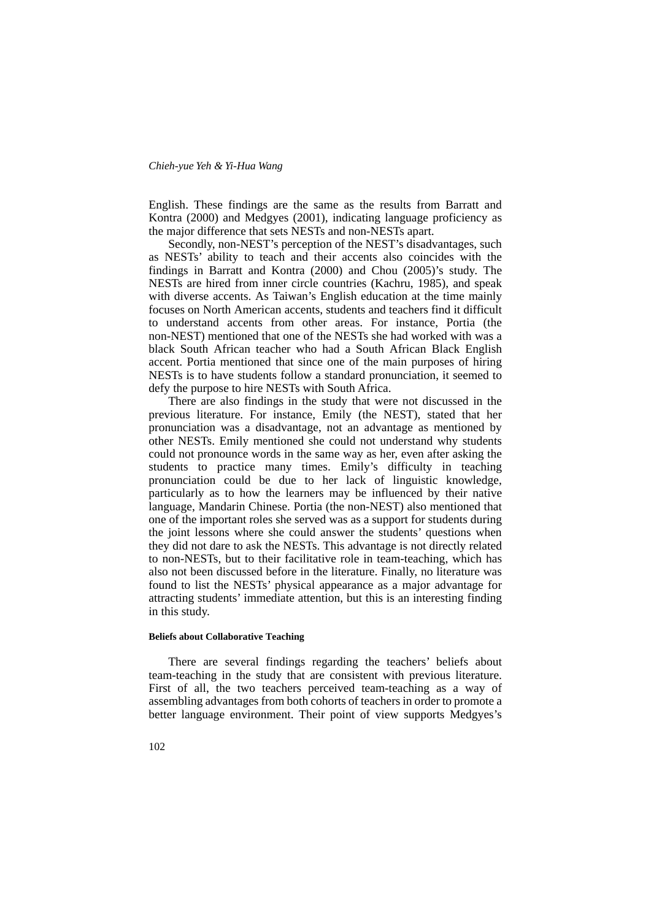English. These findings are the same as the results from Barratt and Kontra (2000) and Medgyes (2001), indicating language proficiency as the major difference that sets NESTs and non-NESTs apart.

Secondly, non-NEST's perception of the NEST's disadvantages, such as NESTs' ability to teach and their accents also coincides with the findings in Barratt and Kontra (2000) and Chou (2005)'s study. The NESTs are hired from inner circle countries (Kachru, 1985), and speak with diverse accents. As Taiwan's English education at the time mainly focuses on North American accents, students and teachers find it difficult to understand accents from other areas. For instance, Portia (the non-NEST) mentioned that one of the NESTs she had worked with was a black South African teacher who had a South African Black English accent. Portia mentioned that since one of the main purposes of hiring NESTs is to have students follow a standard pronunciation, it seemed to defy the purpose to hire NESTs with South Africa.

There are also findings in the study that were not discussed in the previous literature. For instance, Emily (the NEST), stated that her pronunciation was a disadvantage, not an advantage as mentioned by other NESTs. Emily mentioned she could not understand why students could not pronounce words in the same way as her, even after asking the students to practice many times. Emily's difficulty in teaching pronunciation could be due to her lack of linguistic knowledge, particularly as to how the learners may be influenced by their native language, Mandarin Chinese. Portia (the non-NEST) also mentioned that one of the important roles she served was as a support for students during the joint lessons where she could answer the students' questions when they did not dare to ask the NESTs. This advantage is not directly related to non-NESTs, but to their facilitative role in team-teaching, which has also not been discussed before in the literature. Finally, no literature was found to list the NESTs' physical appearance as a major advantage for attracting students' immediate attention, but this is an interesting finding in this study.

#### Beliefs about Collaborative Teaching

There are several findings regarding the teachers' beliefs about team-teaching in the study that are consistent with previous literature. First of all, the two teachers perceived team-teaching as a way of assembling advantages from both cohorts of teachers in order to promote a better language environment. Their point of view supports Medgyes's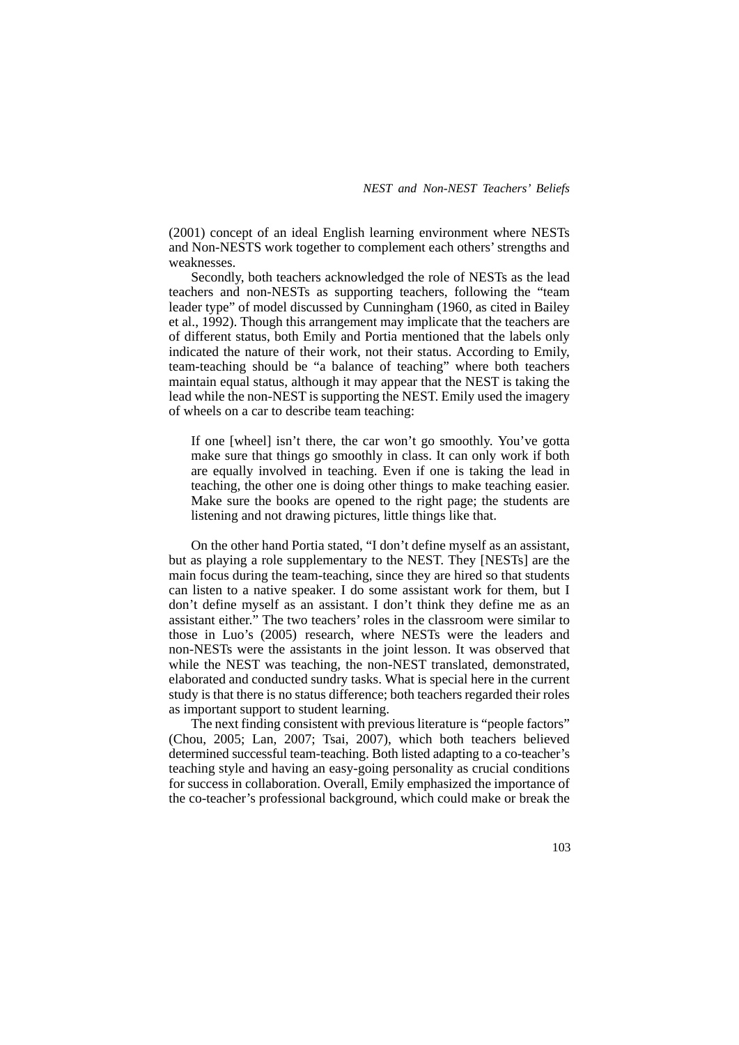(2001) concept of an ideal English learning environment where NESTs and Non-NESTS work together to complement each others' strengths and weaknesses.

Secondly, both teachers acknowledged the role of NESTs as the lead teachers and non-NESTs as supporting teachers, following the "team leader type" of model discussed by Cunningham (1960, as cited in Bailey et al., 1992). Though this arrangement may implicate that the teachers are of different status, both Emily and Portia mentioned that the labels only indicated the nature of their work, not their status. According to Emily, team-teaching should be "a balance of teaching" where both teachers maintain equal status, although it may appear that the NEST is taking the lead while the non-NEST is supporting the NEST. Emily used the imagery of wheels on a car to describe team teaching:

> If one [wheel] isn't there, the car won't go smoothly. You've gotta make sure that things go smoothly in class. It can only work if both are equally involved in teaching. Even if one is taking the lead in teaching, the other one is doing other things to make teaching easier. Make sure the books are opened to the right page; the students are listening and not drawing pictures, little things like that.

On the other hand Portia stated, "I don't define myself as an assistant, but as playing a role supplementary to the NEST. They [NESTs] are the main focus during the team-teaching, since they are hired so that students can listen to a native speaker. I do some assistant work for them, but I don't define myself as an assistant. I don't think they define me as an assistant either." The two teachers' roles in the classroom were similar to those in Luo's (2005) research, where NESTs were the leaders and non-NESTs were the assistants in the joint lesson. It was observed that while the NEST was teaching, the non-NEST translated, demonstrated, elaborated and conducted sundry tasks. What is special here in the current study is that there is no status difference; both teachers regarded their roles as important support to student learning.

The next finding consistent with previous literature is "people factors" (Chou, 2005; Lan, 2007; Tsai, 2007), which both teachers believed determined successful team-teaching. Both listed adapting to a co-teacher's teaching style and having an easy-going personality as crucial conditions for success in collaboration. Overall, Emily emphasized the importance of the co-teacher's professional background, which could make or break the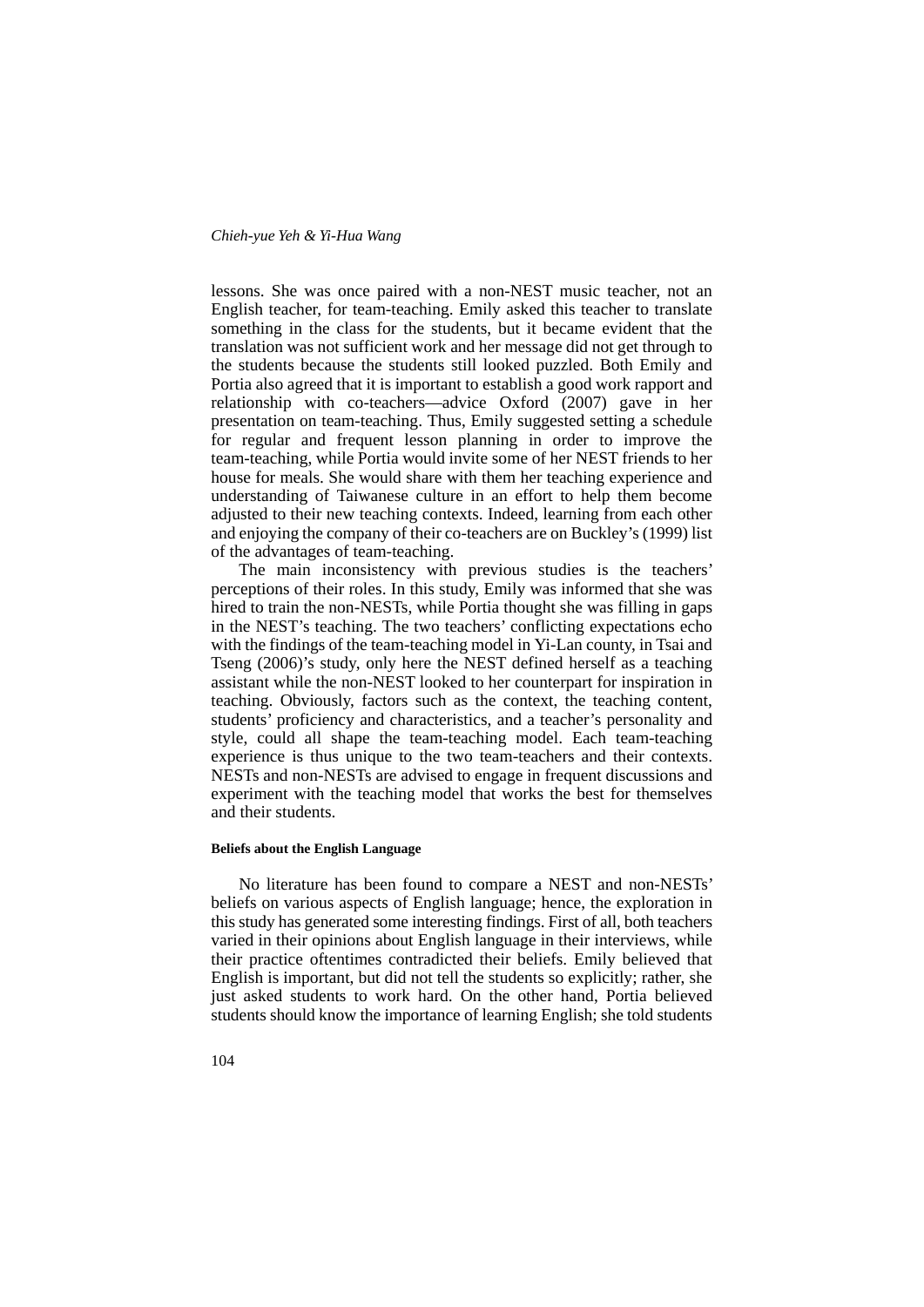lessons. She was once paired with a non-NEST music teacher, not an English teacher, for team-teaching. Emily asked this teacher to translate something in the class for the students, but it became evident that the translation was not sufficient work and her message did not get through to the students because the students still looked puzzled. Both Emily and Portia also agreed that it is important to establish a good work rapport and relationship with co-teachers—advice Oxford (2007) gave in her presentation on team-teaching. Thus, Emily suggested setting a schedule for regular and frequent lesson planning in order to improve the team-teaching, while Portia would invite some of her NEST friends to her house for meals. She would share with them her teaching experience and understanding of Taiwanese culture in an effort to help them become adjusted to their new teaching contexts. Indeed, learning from each other and enjoying the company of their co-teachers are on Buckley's (1999) list of the advantages of team-teaching.

The main inconsistency with previous studies is the teachers' perceptions of their roles. In this study, Emily was informed that she was hired to train the non-NESTs, while Portia thought she was filling in gaps in the NEST's teaching. The two teachers' conflicting expectations echo with the findings of the team-teaching model in Yi-Lan county, in Tsai and Tseng (2006)'s study, only here the NEST defined herself as a teaching assistant while the non-NEST looked to her counterpart for inspiration in teaching. Obviously, factors such as the context, the teaching content, students' proficiency and characteristics, and a teacher's personality and style, could all shape the team-teaching model. Each team-teaching experience is thus unique to the two team-teachers and their contexts. NESTs and non-NESTs are advised to engage in frequent discussions and experiment with the teaching model that works the best for themselves and their students.

#### Beliefs about the English Language

No literature has been found to compare a NEST and non-NESTs' beliefs on various aspects of English language; hence, the exploration in this study has generated some interesting findings. First of all, both teachers varied in their opinions about English language in their interviews, while their practice oftentimes contradicted their beliefs. Emily believed that English is important, but did not tell the students so explicitly; rather, she just asked students to work hard. On the other hand, Portia believed students should know the importance of learning English; she told students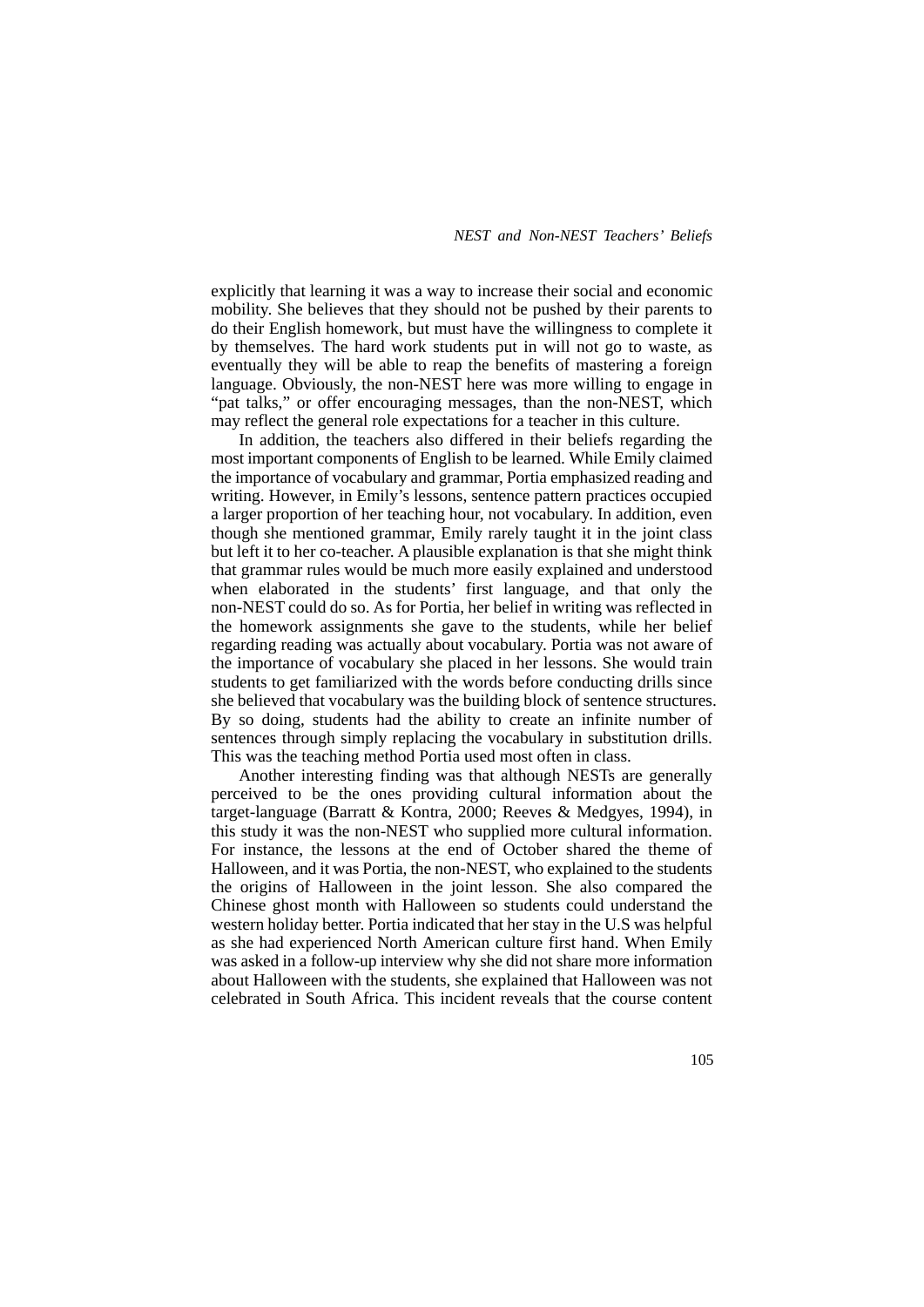explicitly that learning it was a way to increase their social and economic mobility. She believes that they should not be pushed by their parents to do their English homework, but must have the willingness to complete it by themselves. The hard work students put in will not go to waste, as eventually they will be able to reap the benefits of mastering a foreign language. Obviously, the non-NEST here was more willing to engage in "pat talks," or offer encouraging messages, than the non-NEST, which may reflect the general role expectations for a teacher in this culture.

In addition, the teachers also differed in their beliefs regarding the most important components of English to be learned. While Emily claimed the importance of vocabulary and grammar, Portia emphasized reading and writing. However, in Emily's lessons, sentence pattern practices occupied a larger proportion of her teaching hour, not vocabulary. In addition, even though she mentioned grammar, Emily rarely taught it in the joint class but left it to her co-teacher. A plausible explanation is that she might think that grammar rules would be much more easily explained and understood when elaborated in the students' first language, and that only the non-NEST could do so. As for Portia, her belief in writing was reflected in the homework assignments she gave to the students, while her belief regarding reading was actually about vocabulary. Portia was not aware of the importance of vocabulary she placed in her lessons. She would train students to get familiarized with the words before conducting drills since she believed that vocabulary was the building block of sentence structures. By so doing, students had the ability to create an infinite number of sentences through simply replacing the vocabulary in substitution drills. This was the teaching method Portia used most often in class.

Another interesting finding was that although NESTs are generally perceived to be the ones providing cultural information about the target-language (Barratt & Kontra, 2000; Reeves & Medgyes, 1994), in this study it was the non-NEST who supplied more cultural information. For instance, the lessons at the end of October shared the theme of Halloween, and it was Portia, the non-NEST, who explained to the students the origins of Halloween in the joint lesson. She also compared the Chinese ghost month with Halloween so students could understand the western holiday better. Portia indicated that her stay in the U.S was helpful as she had experienced North American culture first hand. When Emily was asked in a follow-up interview why she did not share more information about Halloween with the students, she explained that Halloween was not celebrated in South Africa. This incident reveals that the course content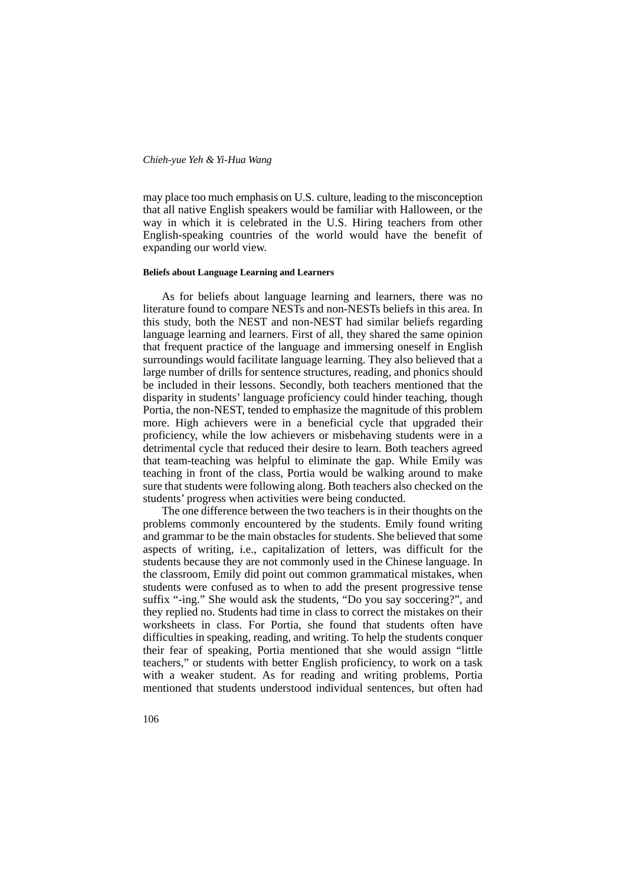may place too much emphasis on U.S. culture, leading to the misconception that all native English speakers would be familiar with Halloween, or the way in which it is celebrated in the U.S. Hiring teachers from other English-speaking countries of the world would have the benefit of expanding our world view.

#### Beliefs about Language Learning and Learners

As for beliefs about language learning and learners, there was no literature found to compare NESTs and non-NESTs beliefs in this area. In this study, both the NEST and non-NEST had similar beliefs regarding language learning and learners. First of all, they shared the same opinion that frequent practice of the language and immersing oneself in English surroundings would facilitate language learning. They also believed that a large number of drills for sentence structures, reading, and phonics should be included in their lessons. Secondly, both teachers mentioned that the disparity in students' language proficiency could hinder teaching, though Portia, the non-NEST, tended to emphasize the magnitude of this problem more. High achievers were in a beneficial cycle that upgraded their proficiency, while the low achievers or misbehaving students were in a detrimental cycle that reduced their desire to learn. Both teachers agreed that team-teaching was helpful to eliminate the gap. While Emily was teaching in front of the class, Portia would be walking around to make sure that students were following along. Both teachers also checked on the students' progress when activities were being conducted.

The one difference between the two teachers is in their thoughts on the problems commonly encountered by the students. Emily found writing and grammar to be the main obstacles for students. She believed that some aspects of writing, i.e., capitalization of letters, was difficult for the students because they are not commonly used in the Chinese language. In the classroom, Emily did point out common grammatical mistakes, when students were confused as to when to add the present progressive tense suffix "-ing." She would ask the students, "Do you say soccering?", and they replied no. Students had time in class to correct the mistakes on their worksheets in class. For Portia, she found that students often have difficulties in speaking, reading, and writing. To help the students conquer their fear of speaking, Portia mentioned that she would assign "little teachers," or students with better English proficiency, to work on a task with a weaker student. As for reading and writing problems, Portia mentioned that students understood individual sentences, but often had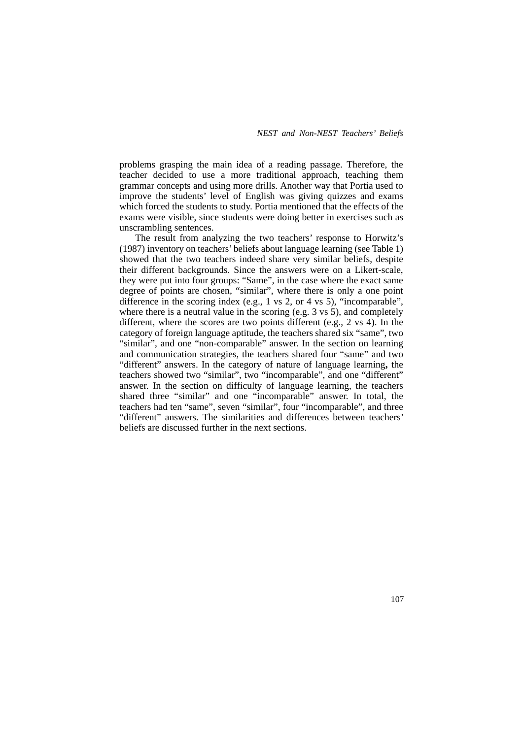problems grasping the main idea of a reading passage. Therefore, the teacher decided to use a more traditional approach, teaching them grammar concepts and using more drills. Another way that Portia used to improve the students' level of English was giving quizzes and exams which forced the students to study. Portia mentioned that the effects of the exams were visible, since students were doing better in exercises such as unscrambling sentences.

The result from analyzing the two teachers' response to Horwitz's (1987) inventory on teachers' beliefs about language learning (see Table 1) showed that the two teachers indeed share very similar beliefs, despite their different backgrounds. Since the answers were on a Likert-scale, they were put into four groups: "Same", in the case where the exact same degree of points are chosen, "similar", where there is only a one point difference in the scoring index (e.g., 1 vs 2, or 4 vs 5), "incomparable", where there is a neutral value in the scoring (e.g. 3 vs 5), and completely different, where the scores are two points different (e.g., 2 vs 4). In the category of foreign language aptitude, the teachers shared six "same", two "similar", and one "non-comparable" answer. In the section on learning and communication strategies, the teachers shared four "same" and two "different" answers. In the category of nature of language learning**,** the teachers showed two "similar", two "incomparable", and one "different" answer. In the section on difficulty of language learning, the teachers shared three "similar" and one "incomparable" answer. In total, the teachers had ten "same", seven "similar", four "incomparable", and three "different" answers. The similarities and differences between teachers' beliefs are discussed further in the next sections.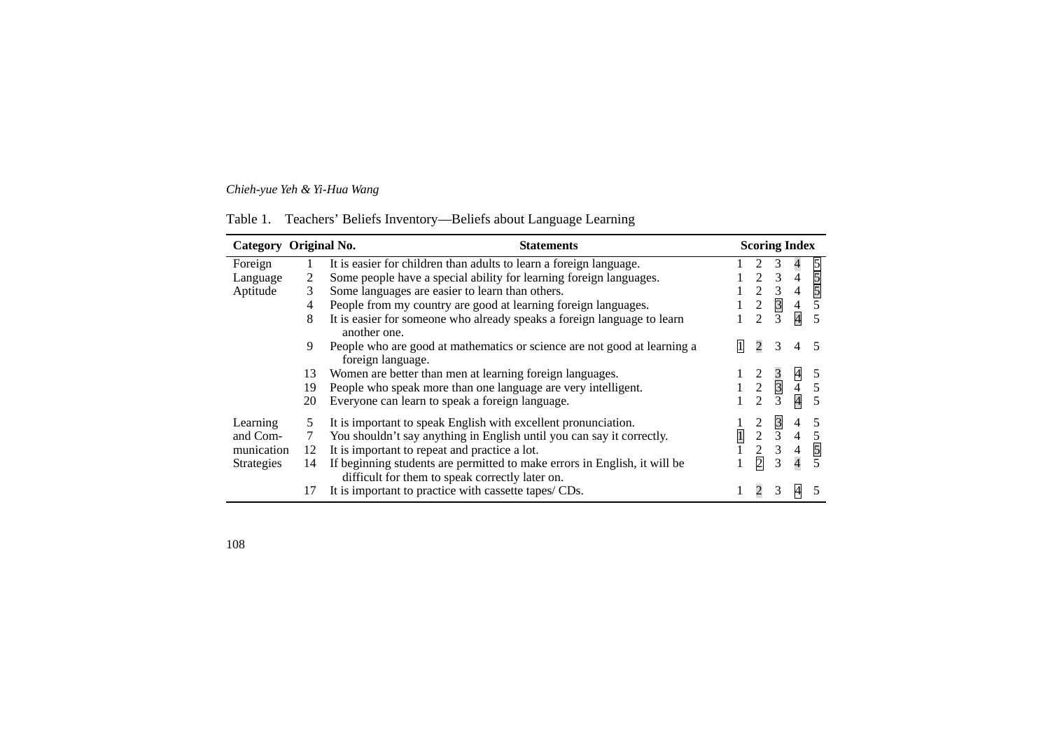Table 1. Teachers' Beliefs Inventory—Beliefs about Language Learning

| Category | Original No. | Statements | Scoring Index |
|---|---|---|---|
| Foreign Language Aptitude | 1 | It is easier for children than adults to learn a foreign language. | 1 2 3 4 [5] |
| | 2 | Some people have a special ability for learning foreign languages. | 1 2 3 4 [5] |
| | 3 | Some languages are easier to learn than others. | 1 2 3 4 [5] |
| | 4 | People from my country are good at learning foreign languages. | 1 2 [3] 4 5 |
| | 8 | It is easier for someone who already speaks a foreign language to learn another one. | 1 2 3 [4] 5 |
| | 9 | People who are good at mathematics or science are not good at learning a foreign language. | [1] 2 3 4 5 |
| | 13 | Women are better than men at learning foreign languages. | 1 2 3 [4] 5 |
| | 19 | People who speak more than one language are very intelligent. | 1 2 [3] 4 5 |
| | 20 | Everyone can learn to speak a foreign language. | 1 2 3 [4] 5 |
| Learning and Communication Strategies | 5 | It is important to speak English with excellent pronunciation. | 1 2 [3] 4 5 |
| | 7 | You shouldn't say anything in English until you can say it correctly. | [1] 2 3 4 5 |
| | 12 | It is important to repeat and practice a lot. | 1 2 3 4 [5] |
| | 14 | If beginning students are permitted to make errors in English, it will be difficult for them to speak correctly later on. | 1 [2] 3 4 5 |
| | 17 | It is important to practice with cassette tapes/ CDs. | 1 2 3 [4] 5 |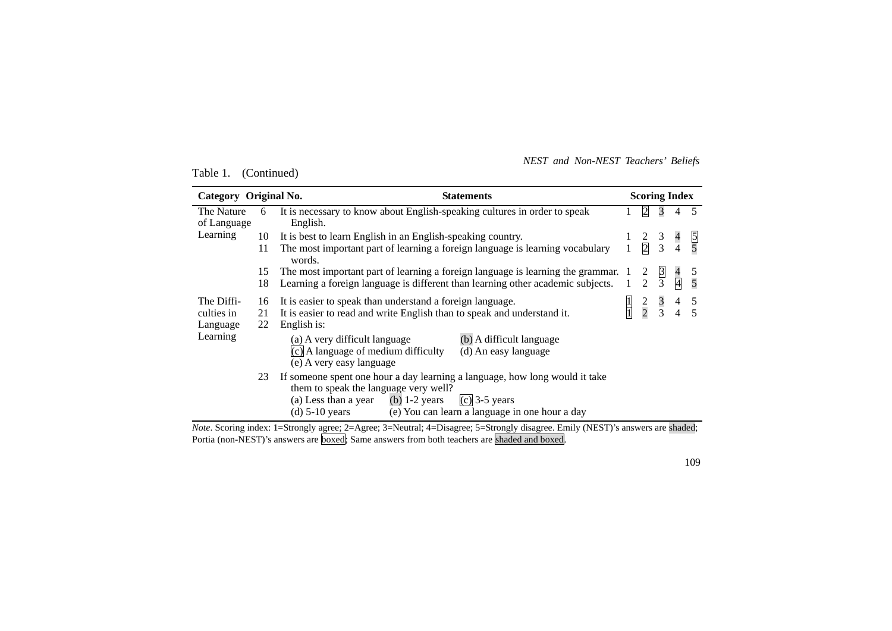Table 1. (Continued)

| Category | Original No. | Statements | Scoring Index | | | | |
|---|---|---|---|---|---|---|---|
| The Nature of Language Learning | 6 | It is necessary to know about English-speaking cultures in order to speak English. | 1 | [2] | *3* | 4 | 5 |
| | 10 | It is best to learn English in an English-speaking country. | 1 | 2 | 3 | *4* | [5] |
| | 11 | The most important part of learning a foreign language is learning vocabulary words. | 1 | [2] | 3 | 4 | *5* |
| | 15 | The most important part of learning a foreign language is learning the grammar. | 1 | 2 | [3] | *4* | 5 |
| | 18 | Learning a foreign language is different than learning other academic subjects. | 1 | 2 | 3 | [4] | *5* |
| The Difficulties in Language Learning | 16 | It is easier to speak than understand a foreign language. | [1] | 2 | *3* | 4 | 5 |
| | 21 | It is easier to read and write English than to speak and understand it. | [1] | *2* | 3 | 4 | 5 |
| | 22 | English is: (a) A very difficult language; *(b)* A difficult language; [(c)] A language of medium difficulty; (d) An easy language; (e) A very easy language | | | | | |
| | 23 | If someone spent one hour a day learning a language, how long would it take them to speak the language very well? (a) Less than a year; *(b)* 1-2 years; [(c)] 3-5 years; (d) 5-10 years; (e) You can learn a language in one hour a day | | | | | |

*Note*. Scoring index: 1=Strongly agree; 2=Agree; 3=Neutral; 4=Disagree; 5=Strongly disagree. Emily (NEST)'s answers are shaded; Portia (non-NEST)'s answers are boxed; Same answers from both teachers are shaded and boxed.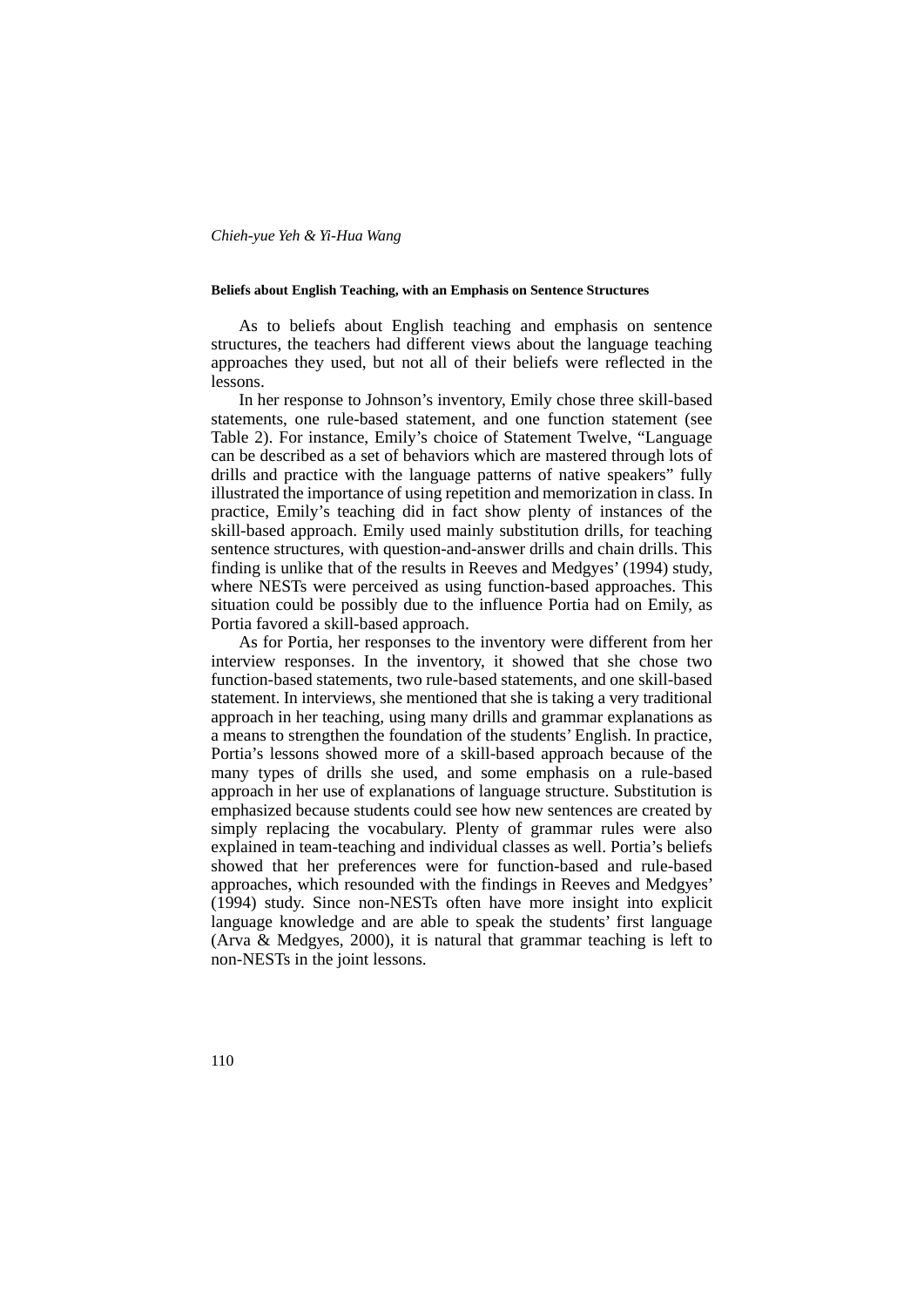#### Beliefs about English Teaching, with an Emphasis on Sentence Structures

As to beliefs about English teaching and emphasis on sentence structures, the teachers had different views about the language teaching approaches they used, but not all of their beliefs were reflected in the lessons.

In her response to Johnson's inventory, Emily chose three skill-based statements, one rule-based statement, and one function statement (see Table 2). For instance, Emily's choice of Statement Twelve, "Language can be described as a set of behaviors which are mastered through lots of drills and practice with the language patterns of native speakers" fully illustrated the importance of using repetition and memorization in class. In practice, Emily's teaching did in fact show plenty of instances of the skill-based approach. Emily used mainly substitution drills, for teaching sentence structures, with question-and-answer drills and chain drills. This finding is unlike that of the results in Reeves and Medgyes' (1994) study, where NESTs were perceived as using function-based approaches. This situation could be possibly due to the influence Portia had on Emily, as Portia favored a skill-based approach.

As for Portia, her responses to the inventory were different from her interview responses. In the inventory, it showed that she chose two function-based statements, two rule-based statements, and one skill-based statement. In interviews, she mentioned that she is taking a very traditional approach in her teaching, using many drills and grammar explanations as a means to strengthen the foundation of the students' English. In practice, Portia's lessons showed more of a skill-based approach because of the many types of drills she used, and some emphasis on a rule-based approach in her use of explanations of language structure. Substitution is emphasized because students could see how new sentences are created by simply replacing the vocabulary. Plenty of grammar rules were also explained in team-teaching and individual classes as well. Portia's beliefs showed that her preferences were for function-based and rule-based approaches, which resounded with the findings in Reeves and Medgyes' (1994) study. Since non-NESTs often have more insight into explicit language knowledge and are able to speak the students' first language (Arva & Medgyes, 2000), it is natural that grammar teaching is left to non-NESTs in the joint lessons.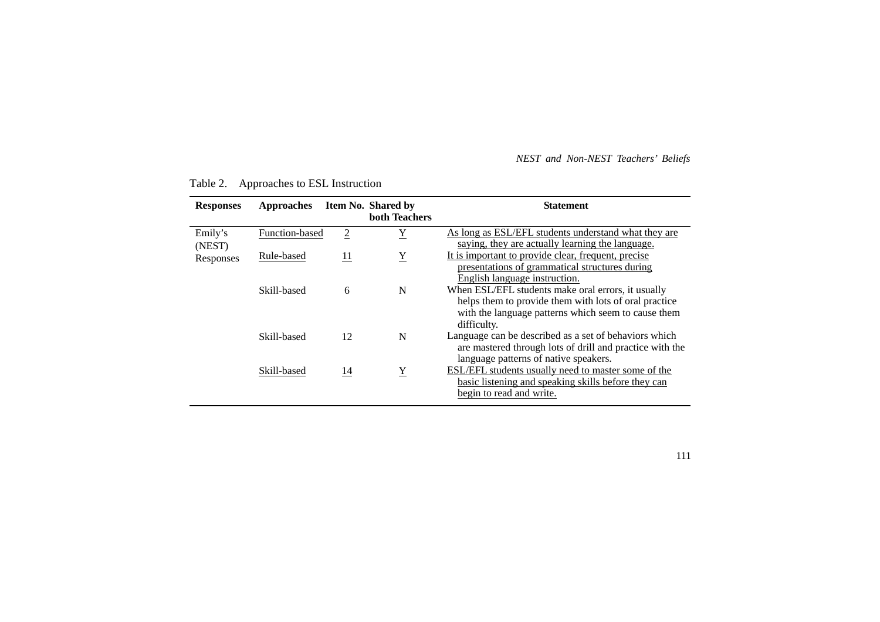Table 2. Approaches to ESL Instruction

| Responses | Approaches | Item No. | Shared by both Teachers | Statement |
|---|---|---|---|---|
| Emily's (NEST) Responses | Function-based | 2 | Y | As long as ESL/EFL students understand what they are saying, they are actually learning the language. |
| | Rule-based | 11 | Y | It is important to provide clear, frequent, precise presentations of grammatical structures during English language instruction. |
| | Skill-based | 6 | N | When ESL/EFL students make oral errors, it usually helps them to provide them with lots of oral practice with the language patterns which seem to cause them difficulty. |
| | Skill-based | 12 | N | Language can be described as a set of behaviors which are mastered through lots of drill and practice with the language patterns of native speakers. |
| | Skill-based | 14 | Y | ESL/EFL students usually need to master some of the basic listening and speaking skills before they can begin to read and write. |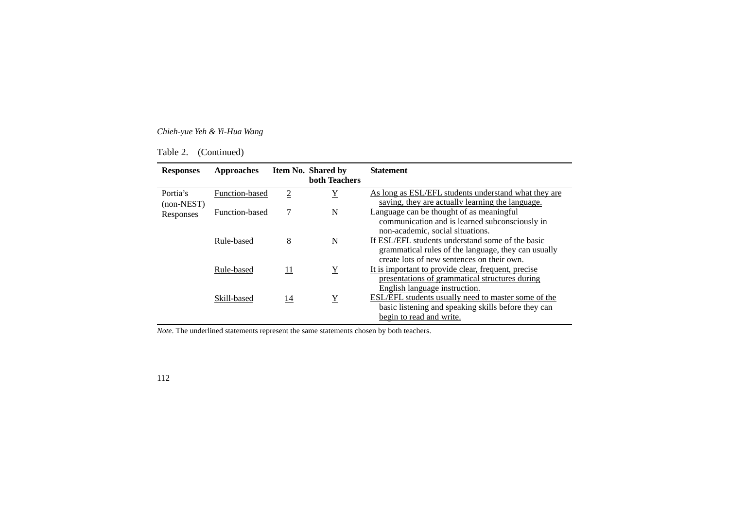Table 2. (Continued)

| Responses | Approaches | Item No. | Shared by both Teachers | Statement |
|---|---|---|---|---|
| Portia's (non-NEST) Responses | Function-based | 2 | Y | As long as ESL/EFL students understand what they are saying, they are actually learning the language. |
| | Function-based | 7 | N | Language can be thought of as meaningful communication and is learned subconsciously in non-academic, social situations. |
| | Rule-based | 8 | N | If ESL/EFL students understand some of the basic grammatical rules of the language, they can usually create lots of new sentences on their own. |
| | Rule-based | 11 | Y | It is important to provide clear, frequent, precise presentations of grammatical structures during English language instruction. |
| | Skill-based | 14 | Y | ESL/EFL students usually need to master some of the basic listening and speaking skills before they can begin to read and write. |

*Note*. The underlined statements represent the same statements chosen by both teachers.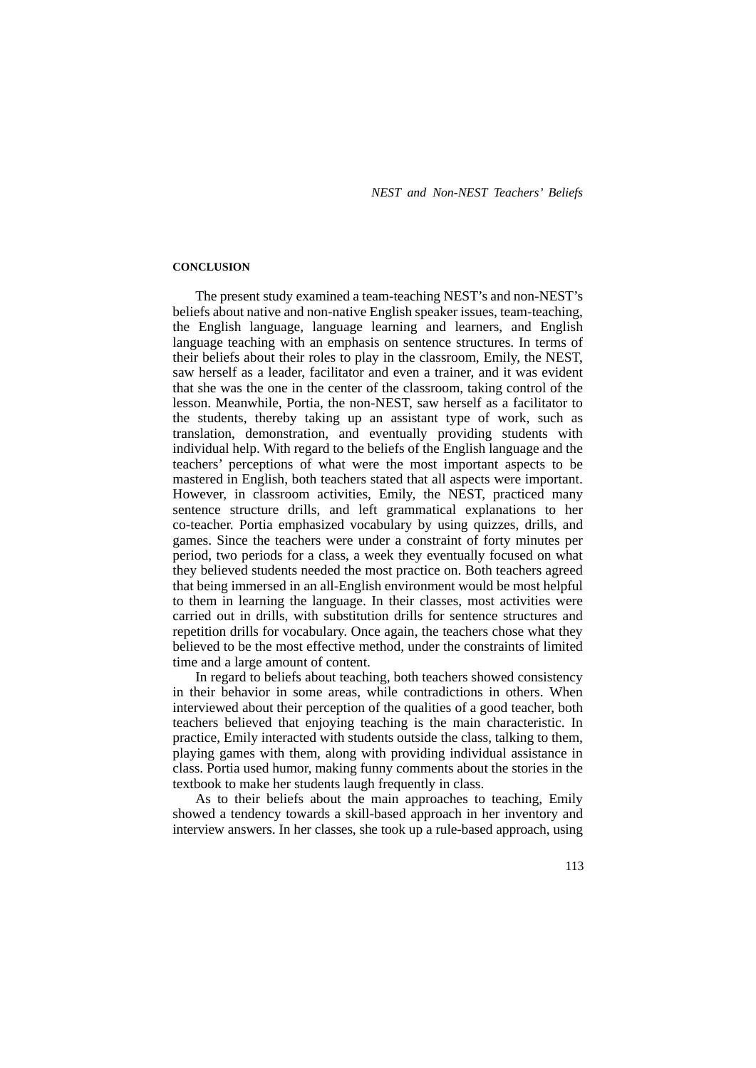## CONCLUSION

The present study examined a team-teaching NEST's and non-NEST's beliefs about native and non-native English speaker issues, team-teaching, the English language, language learning and learners, and English language teaching with an emphasis on sentence structures. In terms of their beliefs about their roles to play in the classroom, Emily, the NEST, saw herself as a leader, facilitator and even a trainer, and it was evident that she was the one in the center of the classroom, taking control of the lesson. Meanwhile, Portia, the non-NEST, saw herself as a facilitator to the students, thereby taking up an assistant type of work, such as translation, demonstration, and eventually providing students with individual help. With regard to the beliefs of the English language and the teachers' perceptions of what were the most important aspects to be mastered in English, both teachers stated that all aspects were important. However, in classroom activities, Emily, the NEST, practiced many sentence structure drills, and left grammatical explanations to her co-teacher. Portia emphasized vocabulary by using quizzes, drills, and games. Since the teachers were under a constraint of forty minutes per period, two periods for a class, a week they eventually focused on what they believed students needed the most practice on. Both teachers agreed that being immersed in an all-English environment would be most helpful to them in learning the language. In their classes, most activities were carried out in drills, with substitution drills for sentence structures and repetition drills for vocabulary. Once again, the teachers chose what they believed to be the most effective method, under the constraints of limited time and a large amount of content.

In regard to beliefs about teaching, both teachers showed consistency in their behavior in some areas, while contradictions in others. When interviewed about their perception of the qualities of a good teacher, both teachers believed that enjoying teaching is the main characteristic. In practice, Emily interacted with students outside the class, talking to them, playing games with them, along with providing individual assistance in class. Portia used humor, making funny comments about the stories in the textbook to make her students laugh frequently in class.

As to their beliefs about the main approaches to teaching, Emily showed a tendency towards a skill-based approach in her inventory and interview answers. In her classes, she took up a rule-based approach, using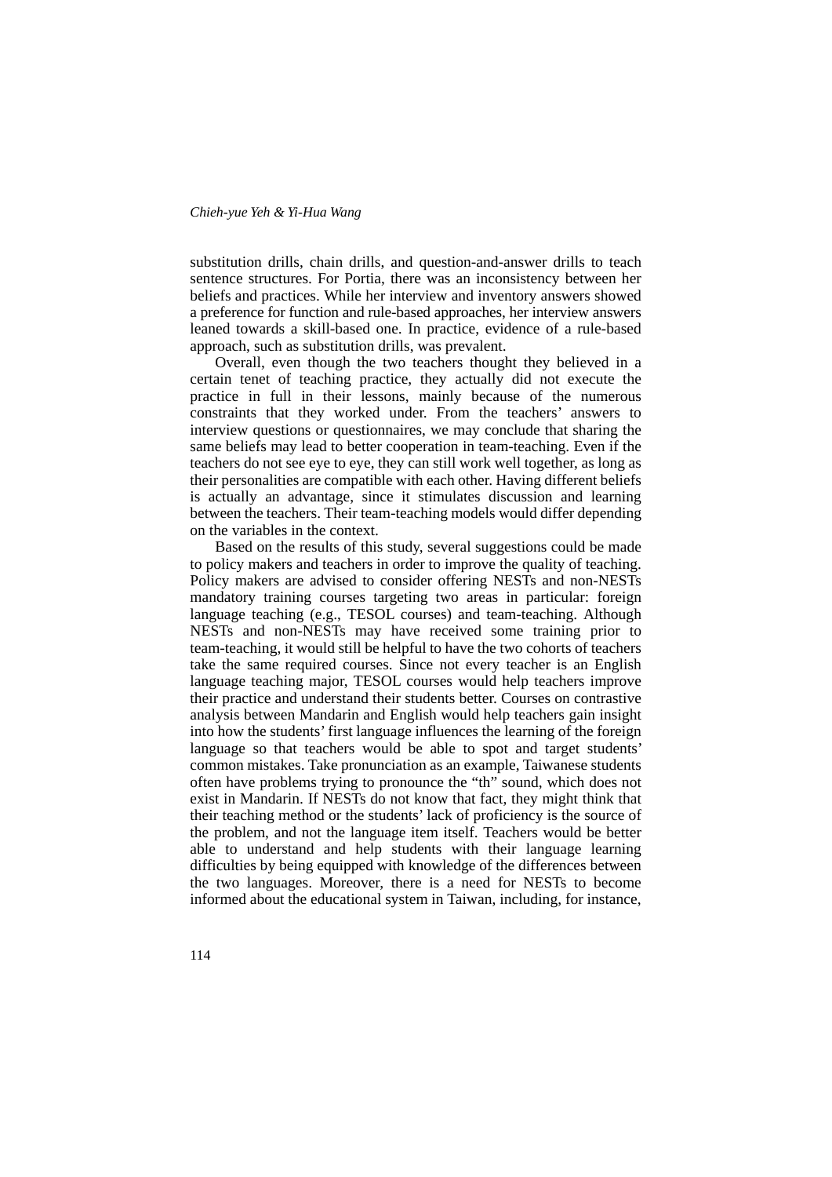substitution drills, chain drills, and question-and-answer drills to teach sentence structures. For Portia, there was an inconsistency between her beliefs and practices. While her interview and inventory answers showed a preference for function and rule-based approaches, her interview answers leaned towards a skill-based one. In practice, evidence of a rule-based approach, such as substitution drills, was prevalent.

Overall, even though the two teachers thought they believed in a certain tenet of teaching practice, they actually did not execute the practice in full in their lessons, mainly because of the numerous constraints that they worked under. From the teachers' answers to interview questions or questionnaires, we may conclude that sharing the same beliefs may lead to better cooperation in team-teaching. Even if the teachers do not see eye to eye, they can still work well together, as long as their personalities are compatible with each other. Having different beliefs is actually an advantage, since it stimulates discussion and learning between the teachers. Their team-teaching models would differ depending on the variables in the context.

Based on the results of this study, several suggestions could be made to policy makers and teachers in order to improve the quality of teaching. Policy makers are advised to consider offering NESTs and non-NESTs mandatory training courses targeting two areas in particular: foreign language teaching (e.g., TESOL courses) and team-teaching. Although NESTs and non-NESTs may have received some training prior to team-teaching, it would still be helpful to have the two cohorts of teachers take the same required courses. Since not every teacher is an English language teaching major, TESOL courses would help teachers improve their practice and understand their students better. Courses on contrastive analysis between Mandarin and English would help teachers gain insight into how the students' first language influences the learning of the foreign language so that teachers would be able to spot and target students' common mistakes. Take pronunciation as an example, Taiwanese students often have problems trying to pronounce the "th" sound, which does not exist in Mandarin. If NESTs do not know that fact, they might think that their teaching method or the students' lack of proficiency is the source of the problem, and not the language item itself. Teachers would be better able to understand and help students with their language learning difficulties by being equipped with knowledge of the differences between the two languages. Moreover, there is a need for NESTs to become informed about the educational system in Taiwan, including, for instance,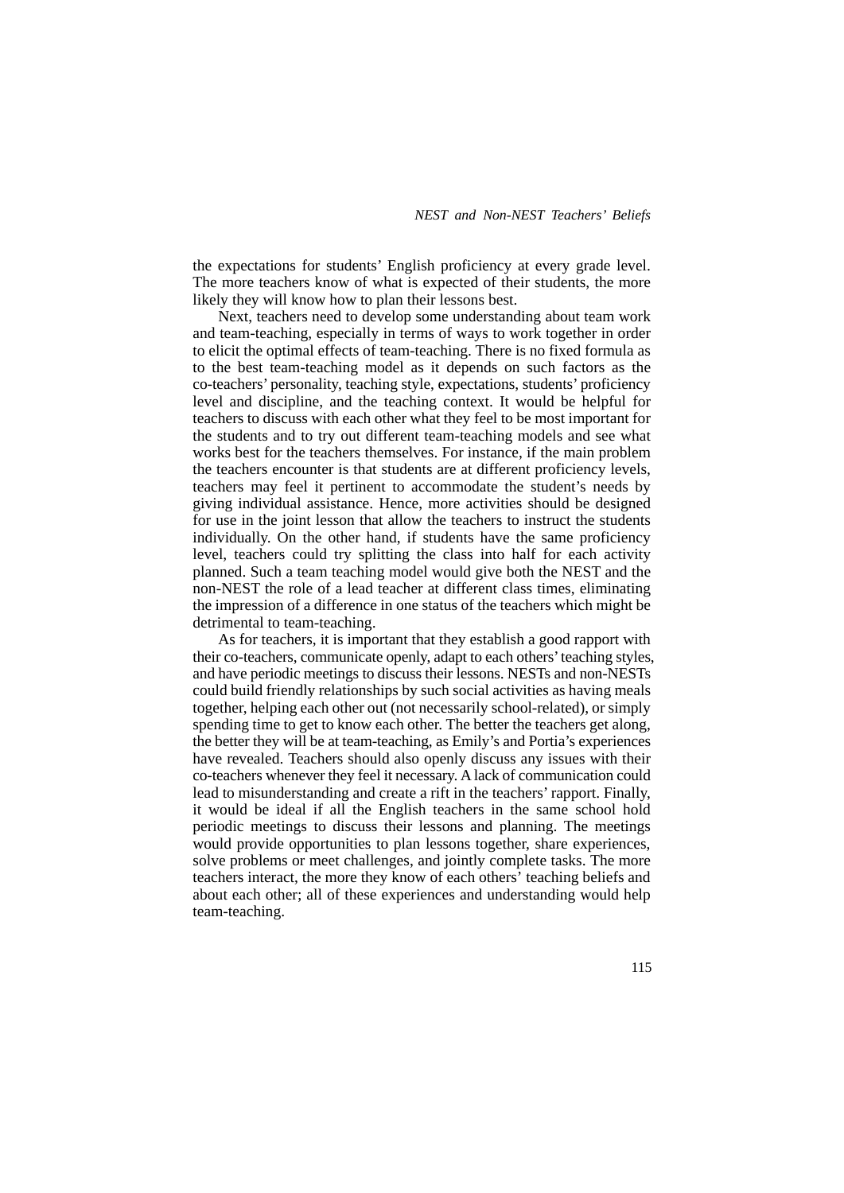the expectations for students' English proficiency at every grade level. The more teachers know of what is expected of their students, the more likely they will know how to plan their lessons best.

Next, teachers need to develop some understanding about team work and team-teaching, especially in terms of ways to work together in order to elicit the optimal effects of team-teaching. There is no fixed formula as to the best team-teaching model as it depends on such factors as the co-teachers' personality, teaching style, expectations, students' proficiency level and discipline, and the teaching context. It would be helpful for teachers to discuss with each other what they feel to be most important for the students and to try out different team-teaching models and see what works best for the teachers themselves. For instance, if the main problem the teachers encounter is that students are at different proficiency levels, teachers may feel it pertinent to accommodate the student's needs by giving individual assistance. Hence, more activities should be designed for use in the joint lesson that allow the teachers to instruct the students individually. On the other hand, if students have the same proficiency level, teachers could try splitting the class into half for each activity planned. Such a team teaching model would give both the NEST and the non-NEST the role of a lead teacher at different class times, eliminating the impression of a difference in one status of the teachers which might be detrimental to team-teaching.

As for teachers, it is important that they establish a good rapport with their co-teachers, communicate openly, adapt to each others' teaching styles, and have periodic meetings to discuss their lessons. NESTs and non-NESTs could build friendly relationships by such social activities as having meals together, helping each other out (not necessarily school-related), or simply spending time to get to know each other. The better the teachers get along, the better they will be at team-teaching, as Emily's and Portia's experiences have revealed. Teachers should also openly discuss any issues with their co-teachers whenever they feel it necessary. A lack of communication could lead to misunderstanding and create a rift in the teachers' rapport. Finally, it would be ideal if all the English teachers in the same school hold periodic meetings to discuss their lessons and planning. The meetings would provide opportunities to plan lessons together, share experiences, solve problems or meet challenges, and jointly complete tasks. The more teachers interact, the more they know of each others' teaching beliefs and about each other; all of these experiences and understanding would help team-teaching.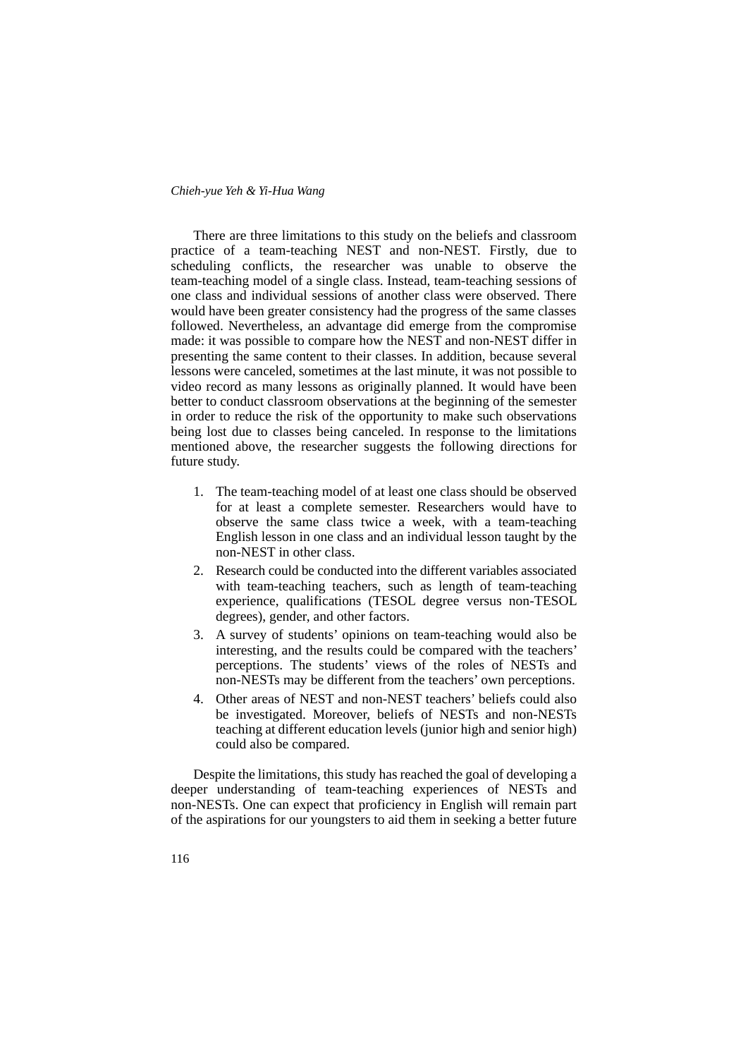There are three limitations to this study on the beliefs and classroom practice of a team-teaching NEST and non-NEST. Firstly, due to scheduling conflicts, the researcher was unable to observe the team-teaching model of a single class. Instead, team-teaching sessions of one class and individual sessions of another class were observed. There would have been greater consistency had the progress of the same classes followed. Nevertheless, an advantage did emerge from the compromise made: it was possible to compare how the NEST and non-NEST differ in presenting the same content to their classes. In addition, because several lessons were canceled, sometimes at the last minute, it was not possible to video record as many lessons as originally planned. It would have been better to conduct classroom observations at the beginning of the semester in order to reduce the risk of the opportunity to make such observations being lost due to classes being canceled. In response to the limitations mentioned above, the researcher suggests the following directions for future study.

1. The team-teaching model of at least one class should be observed for at least a complete semester. Researchers would have to observe the same class twice a week, with a team-teaching English lesson in one class and an individual lesson taught by the non-NEST in other class.
2. Research could be conducted into the different variables associated with team-teaching teachers, such as length of team-teaching experience, qualifications (TESOL degree versus non-TESOL degrees), gender, and other factors.
3. A survey of students' opinions on team-teaching would also be interesting, and the results could be compared with the teachers' perceptions. The students' views of the roles of NESTs and non-NESTs may be different from the teachers' own perceptions.
4. Other areas of NEST and non-NEST teachers' beliefs could also be investigated. Moreover, beliefs of NESTs and non-NESTs teaching at different education levels (junior high and senior high) could also be compared.

Despite the limitations, this study has reached the goal of developing a deeper understanding of team-teaching experiences of NESTs and non-NESTs. One can expect that proficiency in English will remain part of the aspirations for our youngsters to aid them in seeking a better future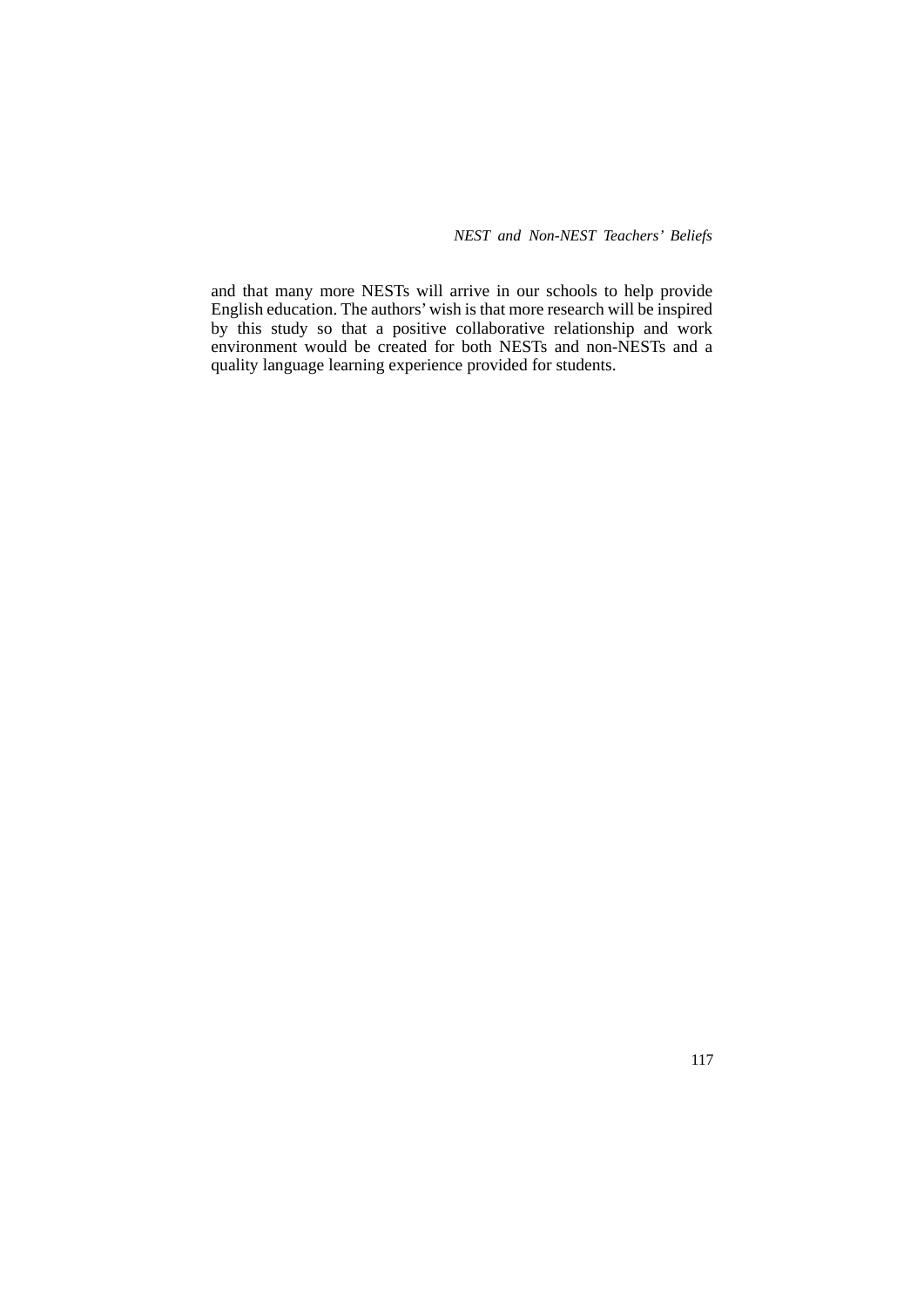and that many more NESTs will arrive in our schools to help provide English education. The authors' wish is that more research will be inspired by this study so that a positive collaborative relationship and work environment would be created for both NESTs and non-NESTs and a quality language learning experience provided for students.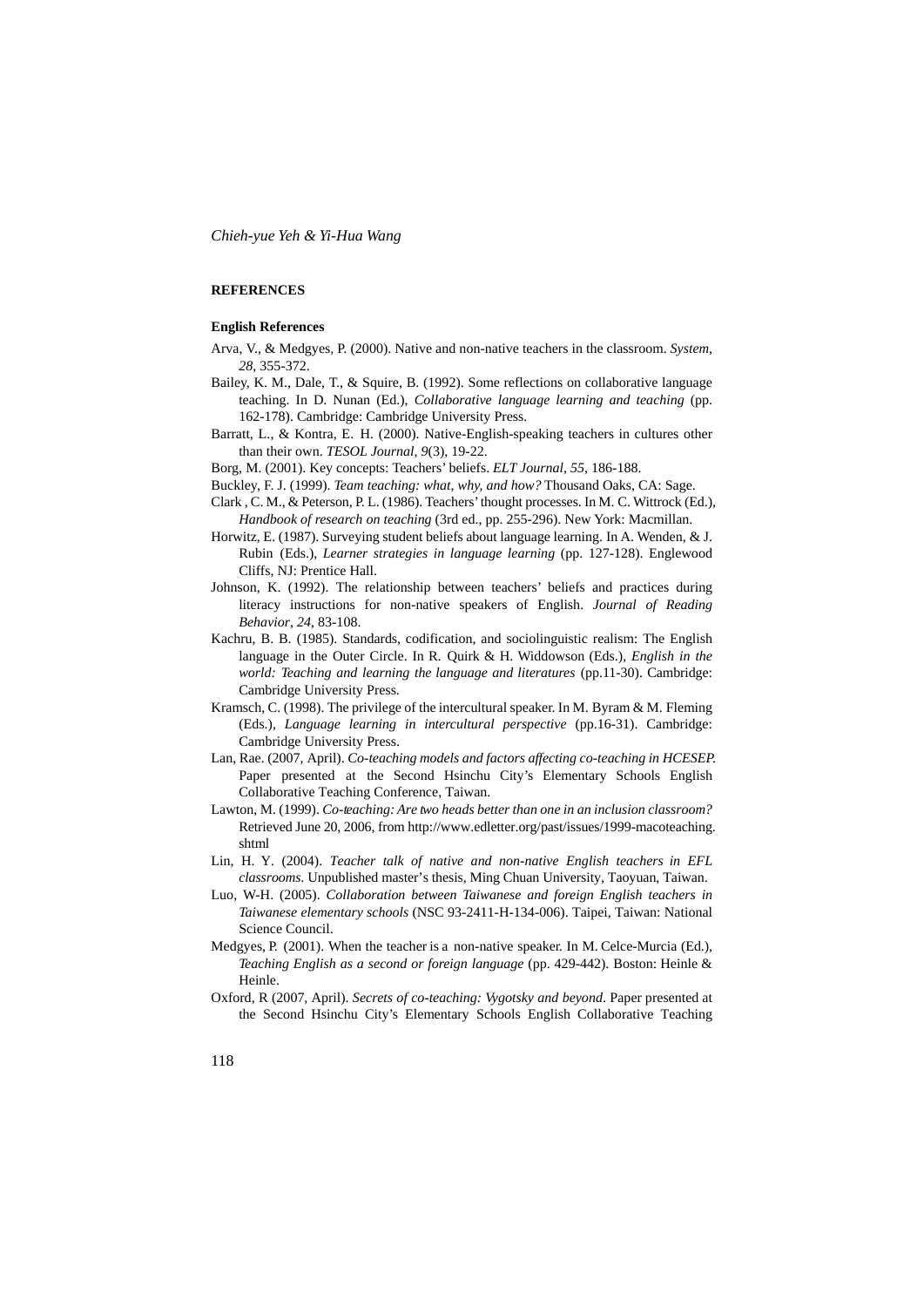## REFERENCES

### English References

Arva, V., & Medgyes, P. (2000). Native and non-native teachers in the classroom. *System*, *28*, 355-372.

Bailey, K. M., Dale, T., & Squire, B. (1992). Some reflections on collaborative language teaching. In D. Nunan (Ed.), *Collaborative language learning and teaching* (pp. 162-178). Cambridge: Cambridge University Press.

Barratt, L., & Kontra, E. H. (2000). Native-English-speaking teachers in cultures other than their own. *TESOL Journal*, *9*(3), 19-22.

Borg, M. (2001). Key concepts: Teachers' beliefs. *ELT Journal*, *55*, 186-188.

Buckley, F. J. (1999). *Team teaching: what, why, and how?* Thousand Oaks, CA: Sage.

Clark , C. M., & Peterson, P. L. (1986). Teachers' thought processes. In M. C. Wittrock (Ed.), *Handbook of research on teaching* (3rd ed., pp. 255-296). New York: Macmillan.

Horwitz, E. (1987). Surveying student beliefs about language learning. In A. Wenden, & J. Rubin (Eds.), *Learner strategies in language learning* (pp. 127-128). Englewood Cliffs, NJ: Prentice Hall.

Johnson, K. (1992). The relationship between teachers' beliefs and practices during literacy instructions for non-native speakers of English. *Journal of Reading Behavior*, *24*, 83-108.

Kachru, B. B. (1985). Standards, codification, and sociolinguistic realism: The English language in the Outer Circle. In R. Quirk & H. Widdowson (Eds.), *English in the world: Teaching and learning the language and literatures* (pp.11-30). Cambridge: Cambridge University Press.

Kramsch, C. (1998). The privilege of the intercultural speaker. In M. Byram & M. Fleming (Eds.), *Language learning in intercultural perspective* (pp.16-31). Cambridge: Cambridge University Press.

Lan, Rae. (2007, April). *Co-teaching models and factors affecting co-teaching in HCESEP.* Paper presented at the Second Hsinchu City's Elementary Schools English Collaborative Teaching Conference, Taiwan.

Lawton, M. (1999). *Co-teaching: Are two heads better than one in an inclusion classroom?* Retrieved June 20, 2006, from http://www.edletter.org/past/issues/1999-macoteaching.shtml

Lin, H. Y. (2004). *Teacher talk of native and non-native English teachers in EFL classrooms.* Unpublished master's thesis, Ming Chuan University, Taoyuan, Taiwan.

Luo, W-H. (2005). *Collaboration between Taiwanese and foreign English teachers in Taiwanese elementary schools* (NSC 93-2411-H-134-006). Taipei, Taiwan: National Science Council.

Medgyes, P. (2001). When the teacher is a non-native speaker. In M. Celce-Murcia (Ed.), *Teaching English as a second or foreign language* (pp. 429-442). Boston: Heinle & Heinle.

Oxford, R (2007, April). *Secrets of co-teaching: Vygotsky and beyond*. Paper presented at the Second Hsinchu City's Elementary Schools English Collaborative Teaching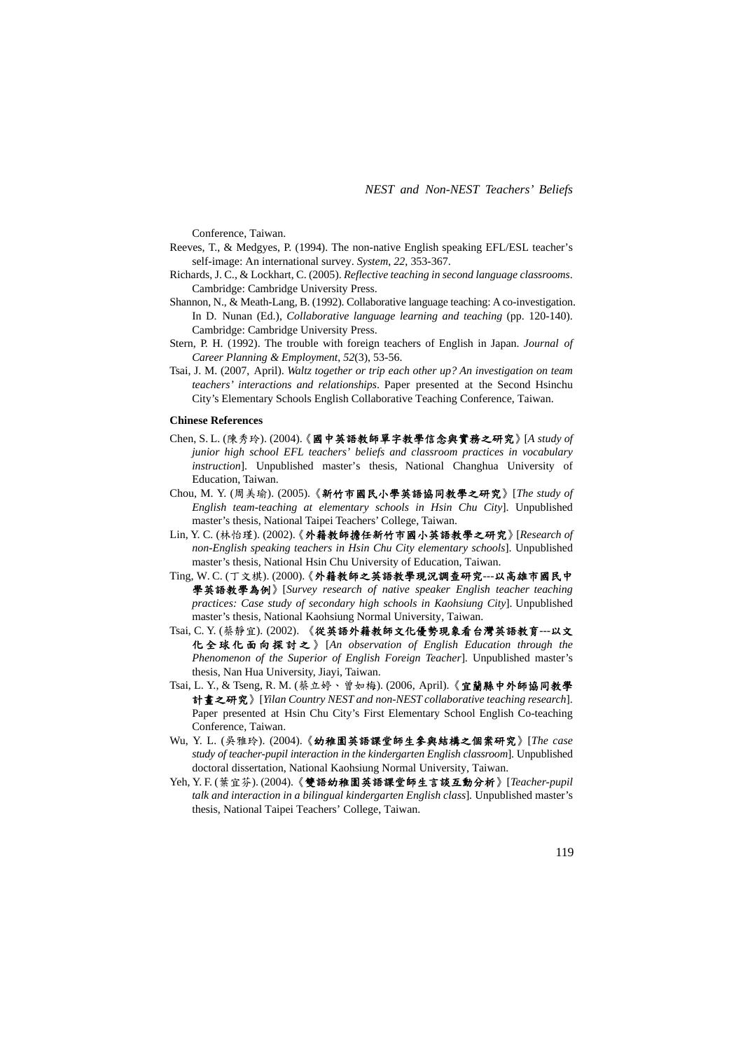Conference, Taiwan.

Reeves, T., & Medgyes, P. (1994). The non-native English speaking EFL/ESL teacher's self-image: An international survey. *System*, *22*, 353-367.

Richards, J. C., & Lockhart, C. (2005). *Reflective teaching in second language classrooms*. Cambridge: Cambridge University Press.

Shannon, N., & Meath-Lang, B. (1992). Collaborative language teaching: A co-investigation. In D. Nunan (Ed.), *Collaborative language learning and teaching* (pp. 120-140). Cambridge: Cambridge University Press.

Stern, P. H. (1992). The trouble with foreign teachers of English in Japan. *Journal of Career Planning & Employment*, *52*(3), 53-56.

Tsai, J. M. (2007, April). *Waltz together or trip each other up? An investigation on team teachers' interactions and relationships*. Paper presented at the Second Hsinchu City's Elementary Schools English Collaborative Teaching Conference, Taiwan.

**Chinese References**

Chen, S. L. (陳秀玲). (2004).《**國中英語教師單字教學信念與實務之研究**》[*A study of junior high school EFL teachers' beliefs and classroom practices in vocabulary instruction*]. Unpublished master's thesis, National Changhua University of Education, Taiwan.

Chou, M. Y. (周美瑜). (2005).《**新竹市國民小學英語協同教學之研究**》[*The study of English team-teaching at elementary schools in Hsin Chu City*]. Unpublished master's thesis, National Taipei Teachers' College, Taiwan.

Lin, Y. C. (林怡瑾). (2002).《**外籍教師擔任新竹市國小英語教學之研究**》[*Research of non-English speaking teachers in Hsin Chu City elementary schools*]. Unpublished master's thesis, National Hsin Chu University of Education, Taiwan.

Ting, W. C. (丁文棋). (2000).《**外籍教師之英語教學現況調查研究---以高雄市國民中學英語教學為例**》[*Survey research of native speaker English teacher teaching practices: Case study of secondary high schools in Kaohsiung City*]. Unpublished master's thesis, National Kaohsiung Normal University, Taiwan.

Tsai, C. Y. (蔡靜宜). (2002). 《**從英語外籍教師文化優勢現象看台灣英語教育---以文化全球化面向探討之**》[*An observation of English Education through the Phenomenon of the Superior of English Foreign Teacher*]. Unpublished master's thesis, Nan Hua University, Jiayi, Taiwan.

Tsai, L. Y., & Tseng, R. M. (蔡立婷、曾如梅). (2006, April).《**宜蘭縣中外師協同教學計畫之研究**》[*Yilan Country NEST and non-NEST collaborative teaching research*]. Paper presented at Hsin Chu City's First Elementary School English Co-teaching Conference, Taiwan.

Wu, Y. L. (吳雅玲). (2004).《**幼稚園英語課堂師生參與結構之個案研究**》[*The case study of teacher-pupil interaction in the kindergarten English classroom*]. Unpublished doctoral dissertation, National Kaohsiung Normal University, Taiwan.

Yeh, Y. F. (葉宜芬). (2004).《**雙語幼稚園英語課堂師生言談互動分析**》[*Teacher-pupil talk and interaction in a bilingual kindergarten English class*]. Unpublished master's thesis, National Taipei Teachers' College, Taiwan.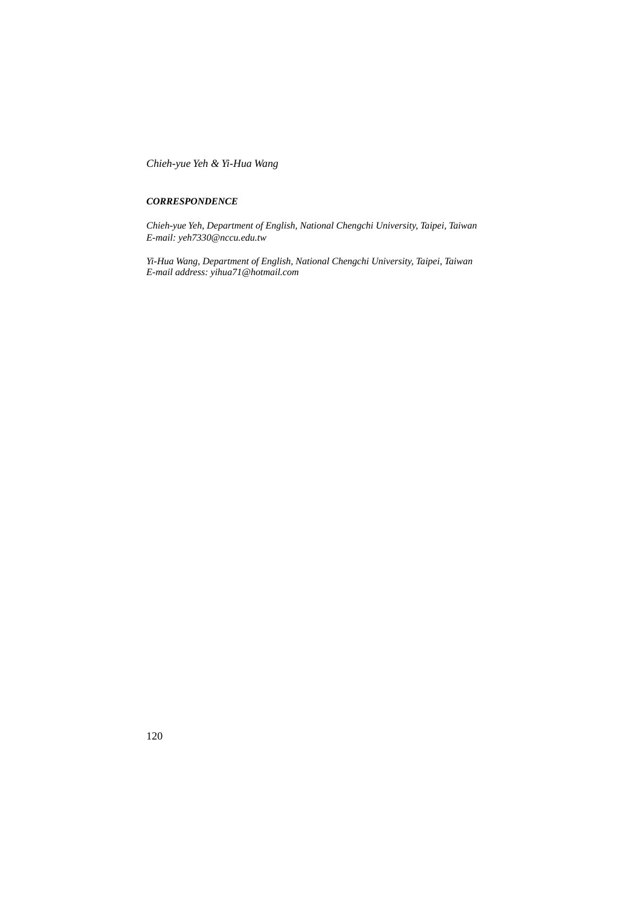***CORRESPONDENCE***

*Chieh-yue Yeh, Department of English, National Chengchi University, Taipei, Taiwan*
*E-mail: yeh7330@nccu.edu.tw*

*Yi-Hua Wang, Department of English, National Chengchi University, Taipei, Taiwan*
*E-mail address: yihua71@hotmail.com*